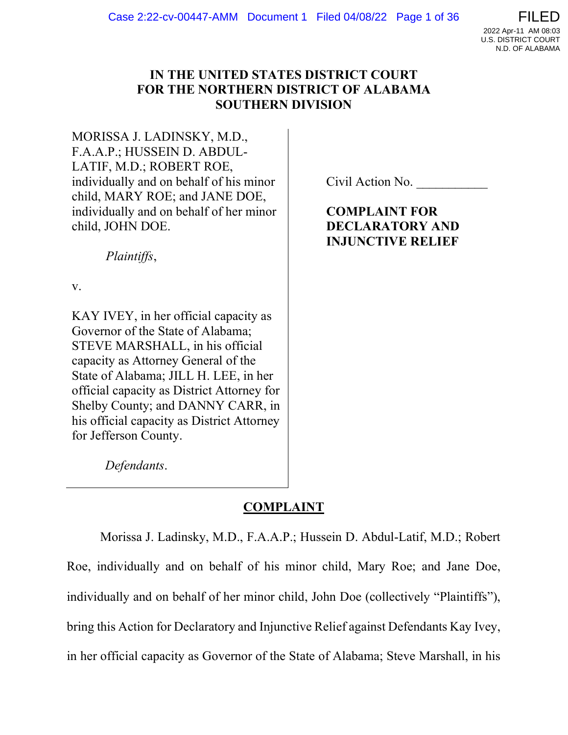# IN THE UNITED STATES DISTRICT COURT FOR THE NORTHERN DISTRICT OF ALABAMA SOUTHERN DIVISION

MORISSA J. LADINSKY, M.D., F.A.A.P.; HUSSEIN D. ABDUL-LATIF, M.D.; ROBERT ROE, individually and on behalf of his minor child, MARY ROE; and JANE DOE, individually and on behalf of her minor child, JOHN DOE.

*Plaintiffs*,

v.

KAY IVEY, in her official capacity as Governor of the State of Alabama; STEVE MARSHALL, in his official capacity as Attorney General of the State of Alabama; JILL H. LEE, in her official capacity as District Attorney for Shelby County; and DANNY CARR, in his official capacity as District Attorney for Jefferson County.

*Defendants*.

Civil Action No. ___________

**COMPLAINT FOR DECLARATORY AND INJUNCTIVE RELIEF**

## COMPLAINT

Morissa J. Ladinsky, M.D., F.A.A.P.; Hussein D. Abdul-Latif, M.D.; Robert Roe, individually and on behalf of his minor child, Mary Roe; and Jane Doe, individually and on behalf of her minor child, John Doe (collectively "Plaintiffs"), bring this Action for Declaratory and Injunctive Relief against Defendants Kay Ivey, in her official capacity as Governor of the State of Alabama; Steve Marshall, in his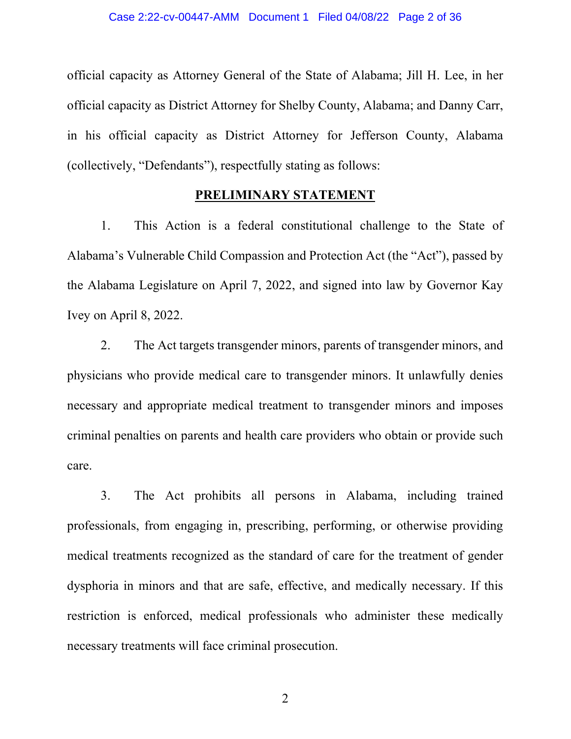official capacity as Attorney General of the State of Alabama; Jill H. Lee, in her official capacity as District Attorney for Shelby County, Alabama; and Danny Carr, in his official capacity as District Attorney for Jefferson County, Alabama (collectively, "Defendants"), respectfully stating as follows:

## **PRELIMINARY STATEMENT**

1. This Action is a federal constitutional challenge to the State of Alabama's Vulnerable Child Compassion and Protection Act (the "Act"), passed by the Alabama Legislature on April 7, 2022, and signed into law by Governor Kay Ivey on April 8, 2022.

2. The Act targets transgender minors, parents of transgender minors, and physicians who provide medical care to transgender minors. It unlawfully denies necessary and appropriate medical treatment to transgender minors and imposes criminal penalties on parents and health care providers who obtain or provide such care.

3. The Act prohibits all persons in Alabama, including trained professionals, from engaging in, prescribing, performing, or otherwise providing medical treatments recognized as the standard of care for the treatment of gender dysphoria in minors and that are safe, effective, and medically necessary. If this restriction is enforced, medical professionals who administer these medically necessary treatments will face criminal prosecution.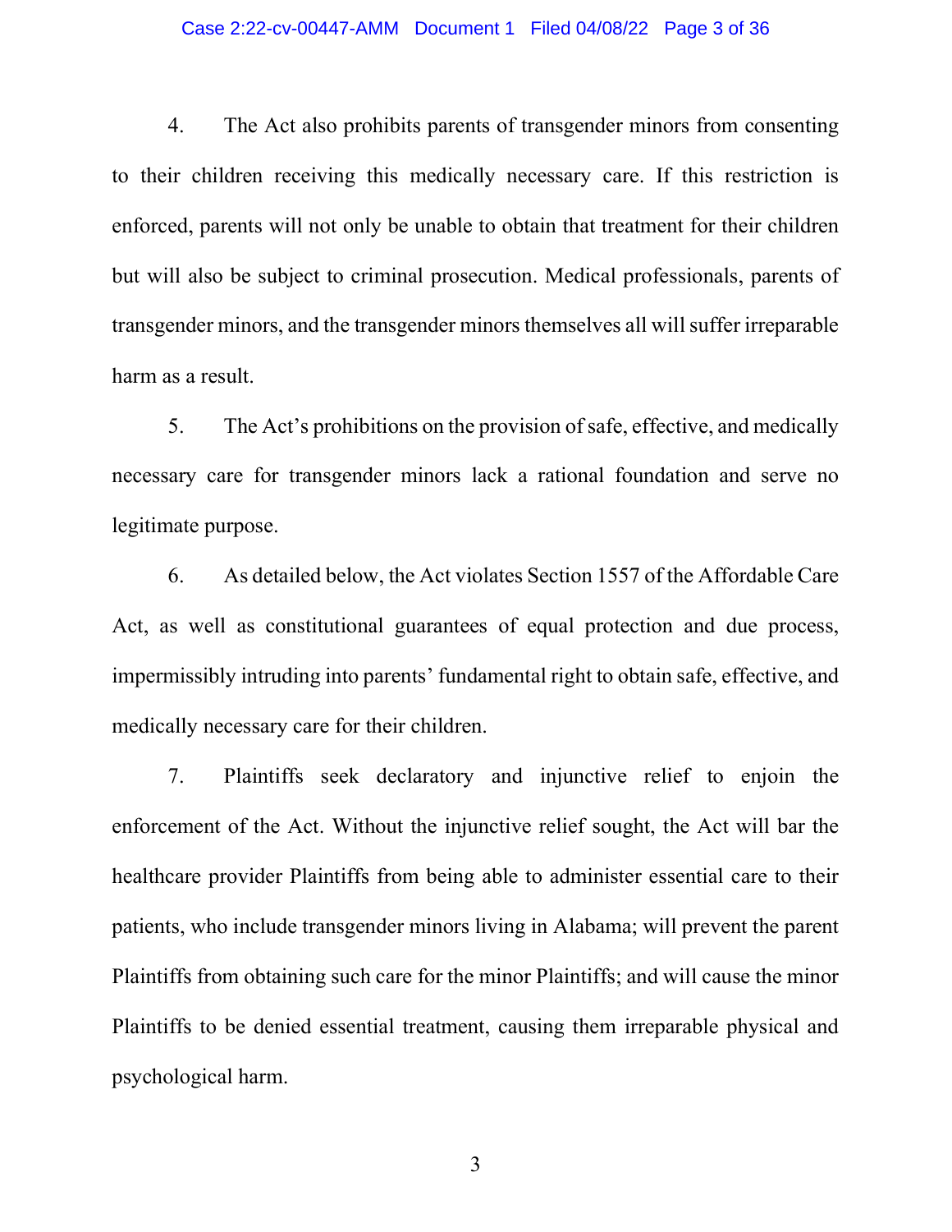4. The Act also prohibits parents of transgender minors from consenting to their children receiving this medically necessary care. If this restriction is enforced, parents will not only be unable to obtain that treatment for their children but will also be subject to criminal prosecution. Medical professionals, parents of transgender minors, and the transgender minors themselves all will suffer irreparable harm as a result.

5. The Act's prohibitions on the provision of safe, effective, and medically necessary care for transgender minors lack a rational foundation and serve no legitimate purpose.

6. As detailed below, the Act violates Section 1557 of the Affordable Care Act, as well as constitutional guarantees of equal protection and due process, impermissibly intruding into parents' fundamental right to obtain safe, effective, and medically necessary care for their children.

7. Plaintiffs seek declaratory and injunctive relief to enjoin the enforcement of the Act. Without the injunctive relief sought, the Act will bar the healthcare provider Plaintiffs from being able to administer essential care to their patients, who include transgender minors living in Alabama; will prevent the parent Plaintiffs from obtaining such care for the minor Plaintiffs; and will cause the minor Plaintiffs to be denied essential treatment, causing them irreparable physical and psychological harm.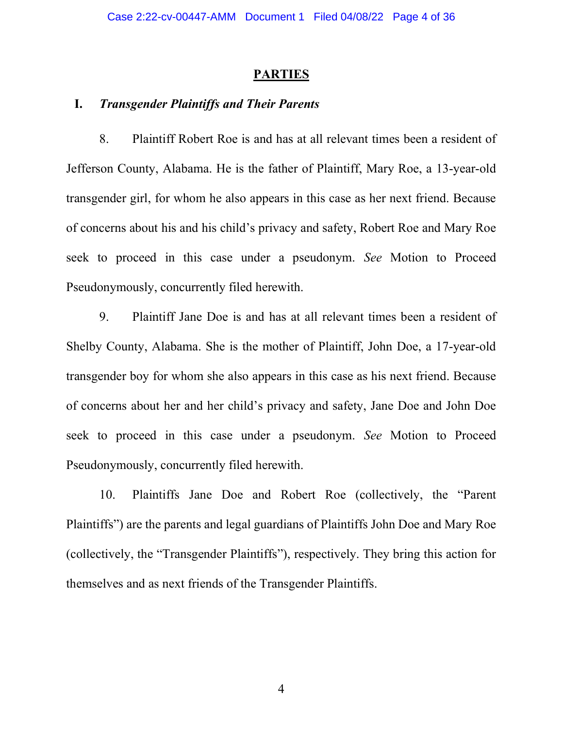## PARTIES

### I. *Transgender Plaintiffs and Their Parents*

8. Plaintiff Robert Roe is and has at all relevant times been a resident of Jefferson County, Alabama. He is the father of Plaintiff, Mary Roe, a 13-year-old transgender girl, for whom he also appears in this case as her next friend. Because of concerns about his and his child's privacy and safety, Robert Roe and Mary Roe seek to proceed in this case under a pseudonym. *See* Motion to Proceed Pseudonymously, concurrently filed herewith.

9. Plaintiff Jane Doe is and has at all relevant times been a resident of Shelby County, Alabama. She is the mother of Plaintiff, John Doe, a 17-year-old transgender boy for whom she also appears in this case as his next friend. Because of concerns about her and her child's privacy and safety, Jane Doe and John Doe seek to proceed in this case under a pseudonym. *See* Motion to Proceed Pseudonymously, concurrently filed herewith.

10. Plaintiffs Jane Doe and Robert Roe (collectively, the "Parent Plaintiffs") are the parents and legal guardians of Plaintiffs John Doe and Mary Roe (collectively, the "Transgender Plaintiffs"), respectively. They bring this action for themselves and as next friends of the Transgender Plaintiffs.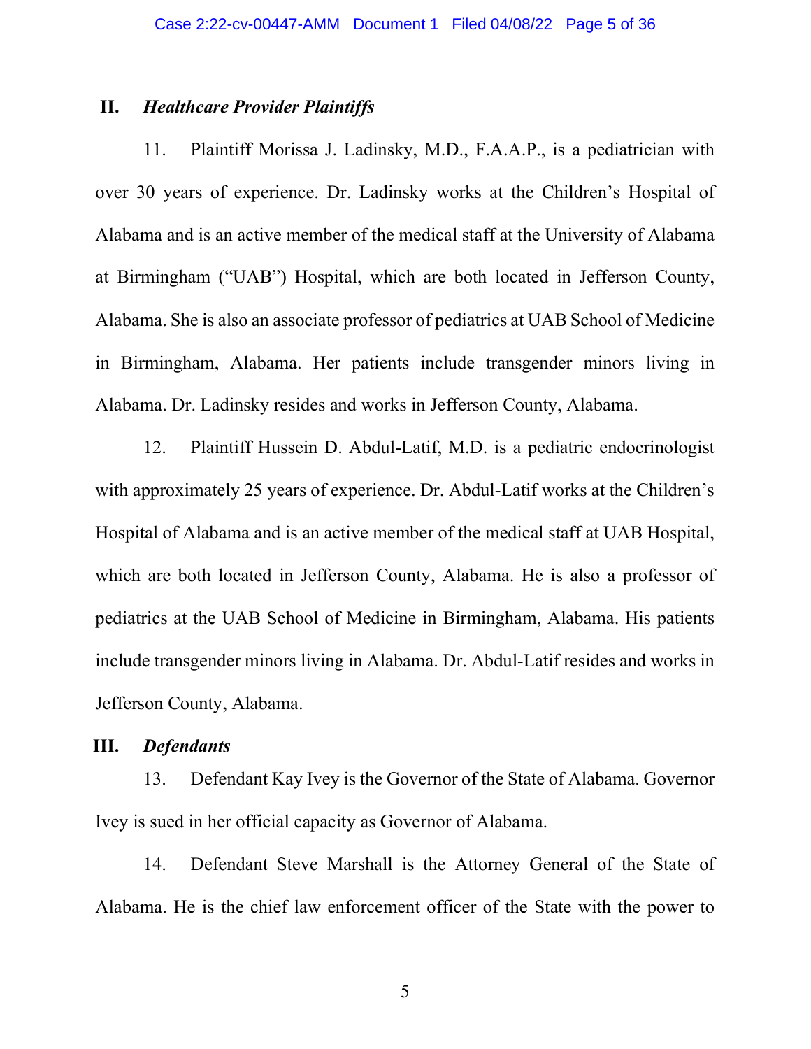## II. *Healthcare Provider Plaintiffs*

11. Plaintiff Morissa J. Ladinsky, M.D., F.A.A.P., is a pediatrician with over 30 years of experience. Dr. Ladinsky works at the Children's Hospital of Alabama and is an active member of the medical staff at the University of Alabama at Birmingham ("UAB") Hospital, which are both located in Jefferson County, Alabama. She is also an associate professor of pediatrics at UAB School of Medicine in Birmingham, Alabama. Her patients include transgender minors living in Alabama. Dr. Ladinsky resides and works in Jefferson County, Alabama.

12. Plaintiff Hussein D. Abdul-Latif, M.D. is a pediatric endocrinologist with approximately 25 years of experience. Dr. Abdul-Latif works at the Children's Hospital of Alabama and is an active member of the medical staff at UAB Hospital, which are both located in Jefferson County, Alabama. He is also a professor of pediatrics at the UAB School of Medicine in Birmingham, Alabama. His patients include transgender minors living in Alabama. Dr. Abdul-Latif resides and works in Jefferson County, Alabama.

## III. *Defendants*

13. Defendant Kay Ivey is the Governor of the State of Alabama. Governor Ivey is sued in her official capacity as Governor of Alabama.

14. Defendant Steve Marshall is the Attorney General of the State of Alabama. He is the chief law enforcement officer of the State with the power to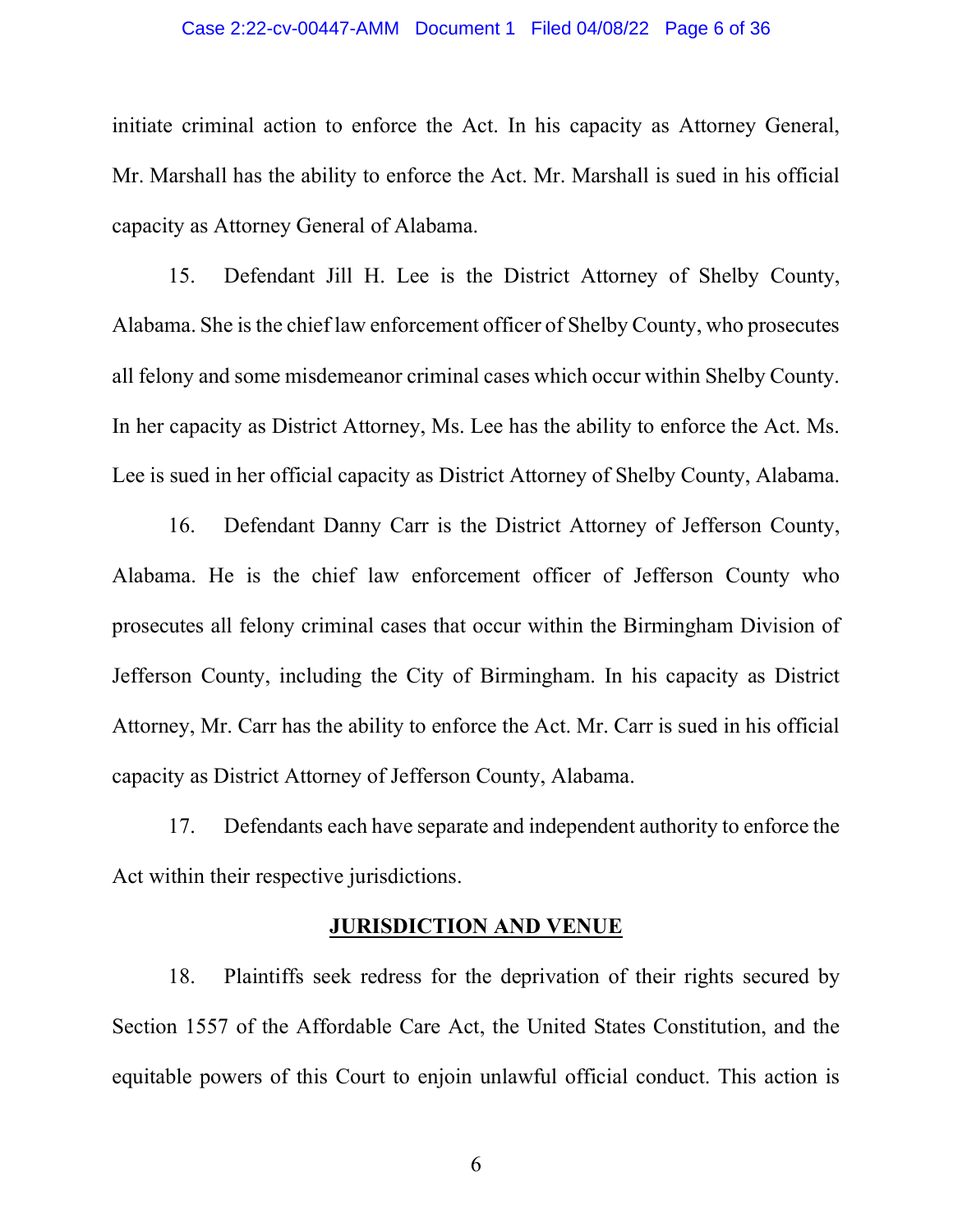initiate criminal action to enforce the Act. In his capacity as Attorney General, Mr. Marshall has the ability to enforce the Act. Mr. Marshall is sued in his official capacity as Attorney General of Alabama.

15. Defendant Jill H. Lee is the District Attorney of Shelby County, Alabama. She is the chief law enforcement officer of Shelby County, who prosecutes all felony and some misdemeanor criminal cases which occur within Shelby County. In her capacity as District Attorney, Ms. Lee has the ability to enforce the Act. Ms. Lee is sued in her official capacity as District Attorney of Shelby County, Alabama.

16. Defendant Danny Carr is the District Attorney of Jefferson County, Alabama. He is the chief law enforcement officer of Jefferson County who prosecutes all felony criminal cases that occur within the Birmingham Division of Jefferson County, including the City of Birmingham. In his capacity as District Attorney, Mr. Carr has the ability to enforce the Act. Mr. Carr is sued in his official capacity as District Attorney of Jefferson County, Alabama.

17. Defendants each have separate and independent authority to enforce the Act within their respective jurisdictions.

## JURISDICTION AND VENUE

18. Plaintiffs seek redress for the deprivation of their rights secured by Section 1557 of the Affordable Care Act, the United States Constitution, and the equitable powers of this Court to enjoin unlawful official conduct. This action is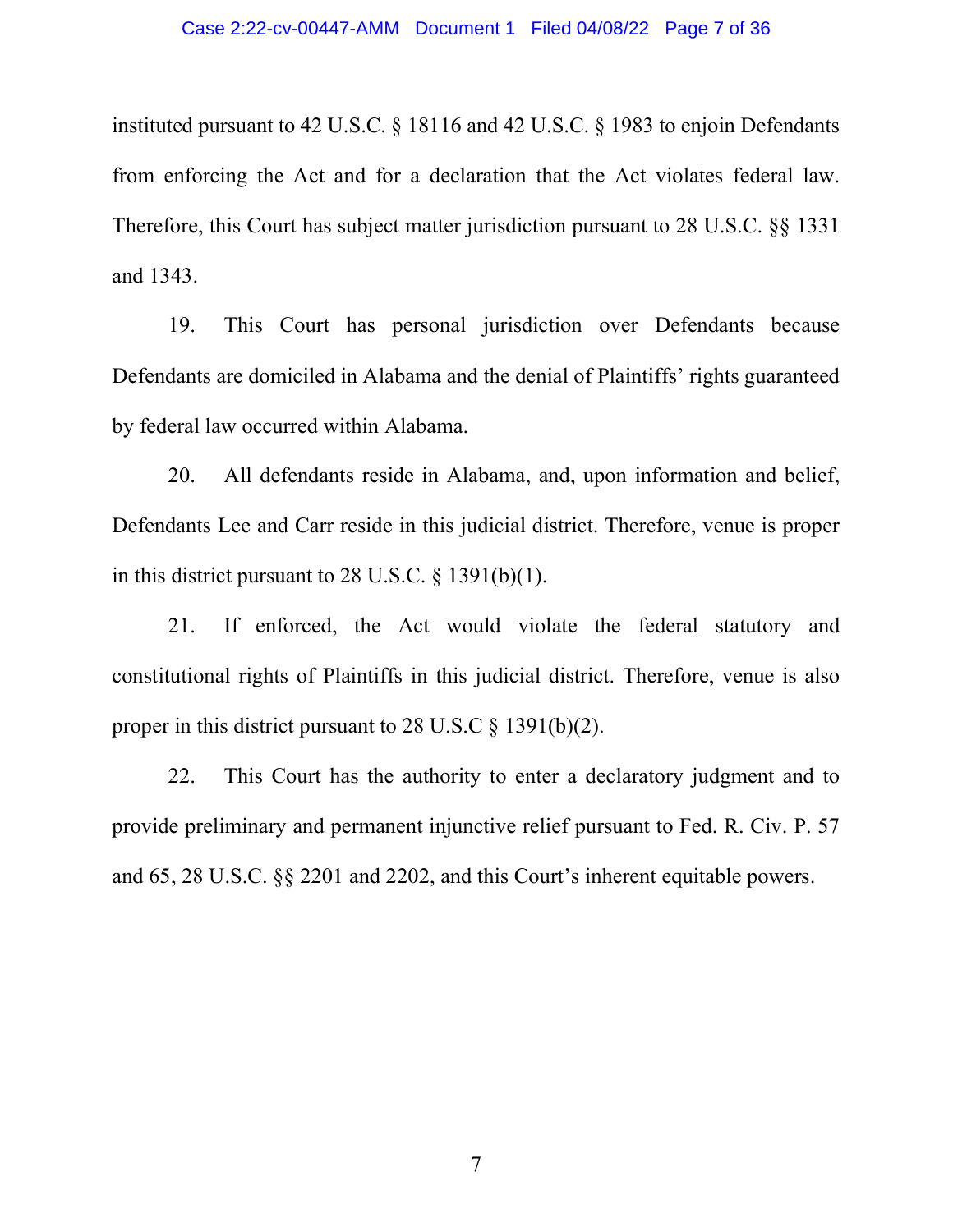instituted pursuant to 42 U.S.C. § 18116 and 42 U.S.C. § 1983 to enjoin Defendants from enforcing the Act and for a declaration that the Act violates federal law. Therefore, this Court has subject matter jurisdiction pursuant to 28 U.S.C. §§ 1331 and 1343.

19. This Court has personal jurisdiction over Defendants because Defendants are domiciled in Alabama and the denial of Plaintiffs' rights guaranteed by federal law occurred within Alabama.

20. All defendants reside in Alabama, and, upon information and belief, Defendants Lee and Carr reside in this judicial district. Therefore, venue is proper in this district pursuant to 28 U.S.C. § 1391(b)(1).

21. If enforced, the Act would violate the federal statutory and constitutional rights of Plaintiffs in this judicial district. Therefore, venue is also proper in this district pursuant to 28 U.S.C § 1391(b)(2).

22. This Court has the authority to enter a declaratory judgment and to provide preliminary and permanent injunctive relief pursuant to Fed. R. Civ. P. 57 and 65, 28 U.S.C. §§ 2201 and 2202, and this Court's inherent equitable powers.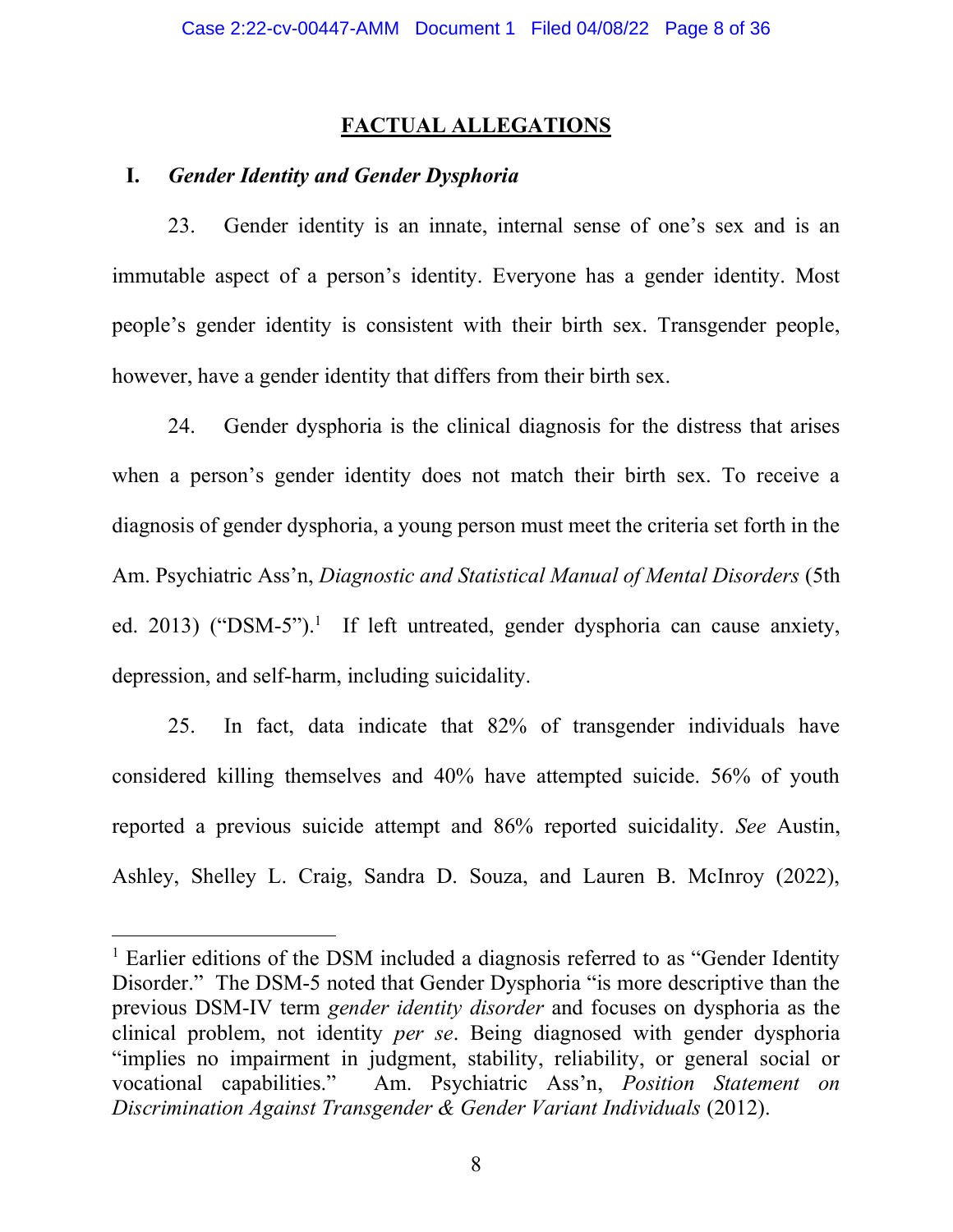## FACTUAL ALLEGATIONS

### I. *Gender Identity and Gender Dysphoria*

23. Gender identity is an innate, internal sense of one's sex and is an immutable aspect of a person's identity. Everyone has a gender identity. Most people's gender identity is consistent with their birth sex. Transgender people, however, have a gender identity that differs from their birth sex.

24. Gender dysphoria is the clinical diagnosis for the distress that arises when a person's gender identity does not match their birth sex. To receive a diagnosis of gender dysphoria, a young person must meet the criteria set forth in the Am. Psychiatric Ass'n, *Diagnostic and Statistical Manual of Mental Disorders* (5th ed. 2013) ("DSM-5").[1] If left untreated, gender dysphoria can cause anxiety, depression, and self-harm, including suicidality.

25. In fact, data indicate that 82% of transgender individuals have considered killing themselves and 40% have attempted suicide. 56% of youth reported a previous suicide attempt and 86% reported suicidality. *See* Austin, Ashley, Shelley L. Craig, Sandra D. Souza, and Lauren B. McInroy (2022),

---

[1] Earlier editions of the DSM included a diagnosis referred to as "Gender Identity Disorder." The DSM-5 noted that Gender Dysphoria "is more descriptive than the previous DSM-IV term *gender identity disorder* and focuses on dysphoria as the clinical problem, not identity *per se*. Being diagnosed with gender dysphoria "implies no impairment in judgment, stability, reliability, or general social or vocational capabilities." Am. Psychiatric Ass'n, *Position Statement on Discrimination Against Transgender & Gender Variant Individuals* (2012).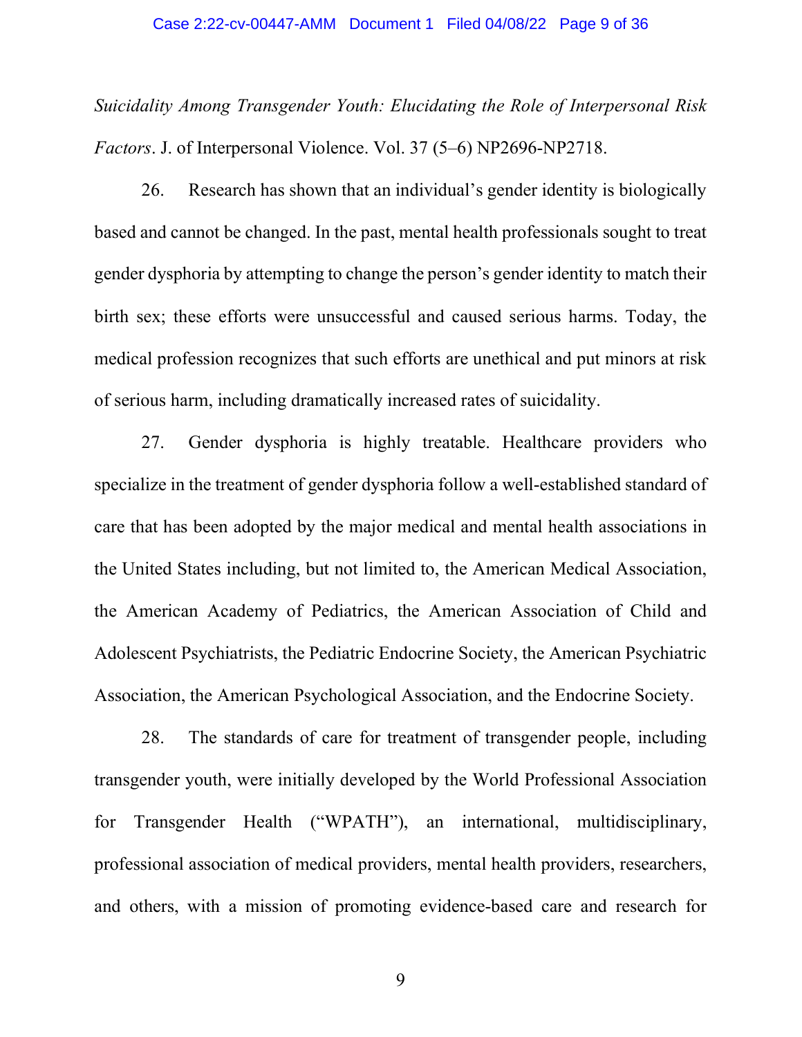*Suicidality Among Transgender Youth: Elucidating the Role of Interpersonal Risk Factors*. J. of Interpersonal Violence. Vol. 37 (5–6) NP2696-NP2718.

26. Research has shown that an individual's gender identity is biologically based and cannot be changed. In the past, mental health professionals sought to treat gender dysphoria by attempting to change the person's gender identity to match their birth sex; these efforts were unsuccessful and caused serious harms. Today, the medical profession recognizes that such efforts are unethical and put minors at risk of serious harm, including dramatically increased rates of suicidality.

27. Gender dysphoria is highly treatable. Healthcare providers who specialize in the treatment of gender dysphoria follow a well-established standard of care that has been adopted by the major medical and mental health associations in the United States including, but not limited to, the American Medical Association, the American Academy of Pediatrics, the American Association of Child and Adolescent Psychiatrists, the Pediatric Endocrine Society, the American Psychiatric Association, the American Psychological Association, and the Endocrine Society.

28. The standards of care for treatment of transgender people, including transgender youth, were initially developed by the World Professional Association for Transgender Health ("WPATH"), an international, multidisciplinary, professional association of medical providers, mental health providers, researchers, and others, with a mission of promoting evidence-based care and research for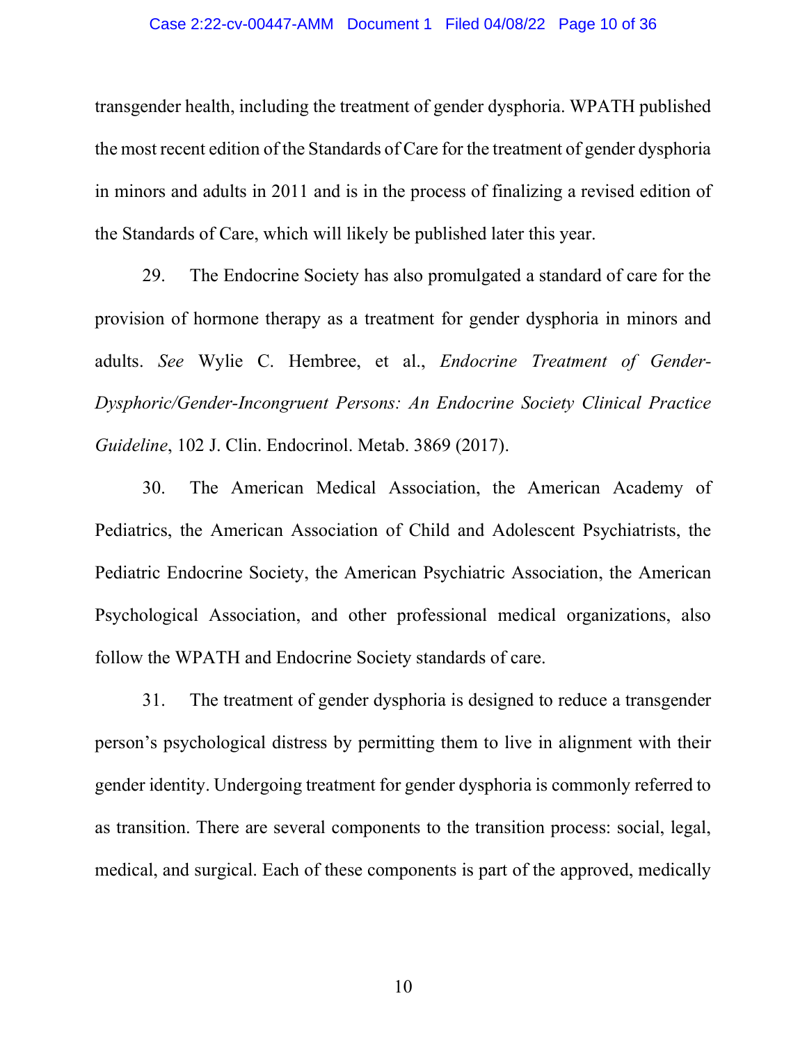transgender health, including the treatment of gender dysphoria. WPATH published the most recent edition of the Standards of Care for the treatment of gender dysphoria in minors and adults in 2011 and is in the process of finalizing a revised edition of the Standards of Care, which will likely be published later this year.

29. The Endocrine Society has also promulgated a standard of care for the provision of hormone therapy as a treatment for gender dysphoria in minors and adults. *See* Wylie C. Hembree, et al., *Endocrine Treatment of Gender-Dysphoric/Gender-Incongruent Persons: An Endocrine Society Clinical Practice Guideline*, 102 J. Clin. Endocrinol. Metab. 3869 (2017).

30. The American Medical Association, the American Academy of Pediatrics, the American Association of Child and Adolescent Psychiatrists, the Pediatric Endocrine Society, the American Psychiatric Association, the American Psychological Association, and other professional medical organizations, also follow the WPATH and Endocrine Society standards of care.

31. The treatment of gender dysphoria is designed to reduce a transgender person's psychological distress by permitting them to live in alignment with their gender identity. Undergoing treatment for gender dysphoria is commonly referred to as transition. There are several components to the transition process: social, legal, medical, and surgical. Each of these components is part of the approved, medically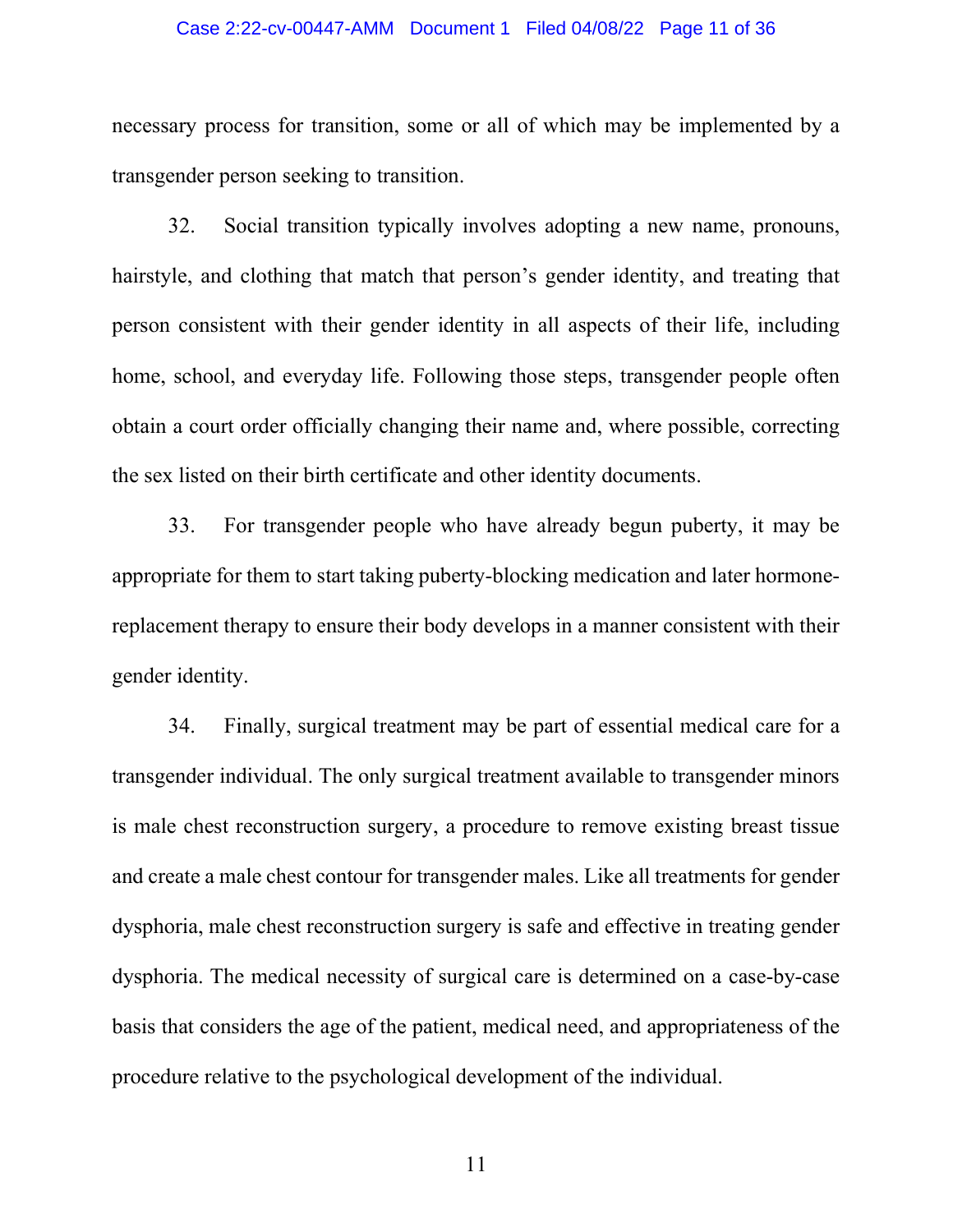necessary process for transition, some or all of which may be implemented by a transgender person seeking to transition.

32. Social transition typically involves adopting a new name, pronouns, hairstyle, and clothing that match that person's gender identity, and treating that person consistent with their gender identity in all aspects of their life, including home, school, and everyday life. Following those steps, transgender people often obtain a court order officially changing their name and, where possible, correcting the sex listed on their birth certificate and other identity documents.

33. For transgender people who have already begun puberty, it may be appropriate for them to start taking puberty-blocking medication and later hormone-replacement therapy to ensure their body develops in a manner consistent with their gender identity.

34. Finally, surgical treatment may be part of essential medical care for a transgender individual. The only surgical treatment available to transgender minors is male chest reconstruction surgery, a procedure to remove existing breast tissue and create a male chest contour for transgender males. Like all treatments for gender dysphoria, male chest reconstruction surgery is safe and effective in treating gender dysphoria. The medical necessity of surgical care is determined on a case-by-case basis that considers the age of the patient, medical need, and appropriateness of the procedure relative to the psychological development of the individual.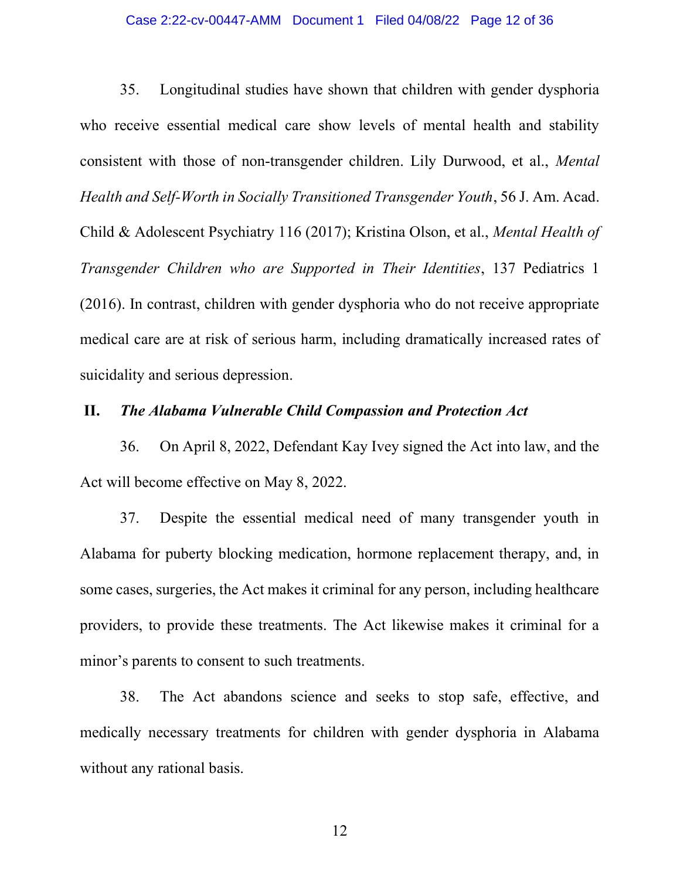35. Longitudinal studies have shown that children with gender dysphoria who receive essential medical care show levels of mental health and stability consistent with those of non-transgender children. Lily Durwood, et al., *Mental Health and Self-Worth in Socially Transitioned Transgender Youth*, 56 J. Am. Acad. Child & Adolescent Psychiatry 116 (2017); Kristina Olson, et al., *Mental Health of Transgender Children who are Supported in Their Identities*, 137 Pediatrics 1 (2016). In contrast, children with gender dysphoria who do not receive appropriate medical care are at risk of serious harm, including dramatically increased rates of suicidality and serious depression.

## II. *The Alabama Vulnerable Child Compassion and Protection Act*

36. On April 8, 2022, Defendant Kay Ivey signed the Act into law, and the Act will become effective on May 8, 2022.

37. Despite the essential medical need of many transgender youth in Alabama for puberty blocking medication, hormone replacement therapy, and, in some cases, surgeries, the Act makes it criminal for any person, including healthcare providers, to provide these treatments. The Act likewise makes it criminal for a minor's parents to consent to such treatments.

38. The Act abandons science and seeks to stop safe, effective, and medically necessary treatments for children with gender dysphoria in Alabama without any rational basis.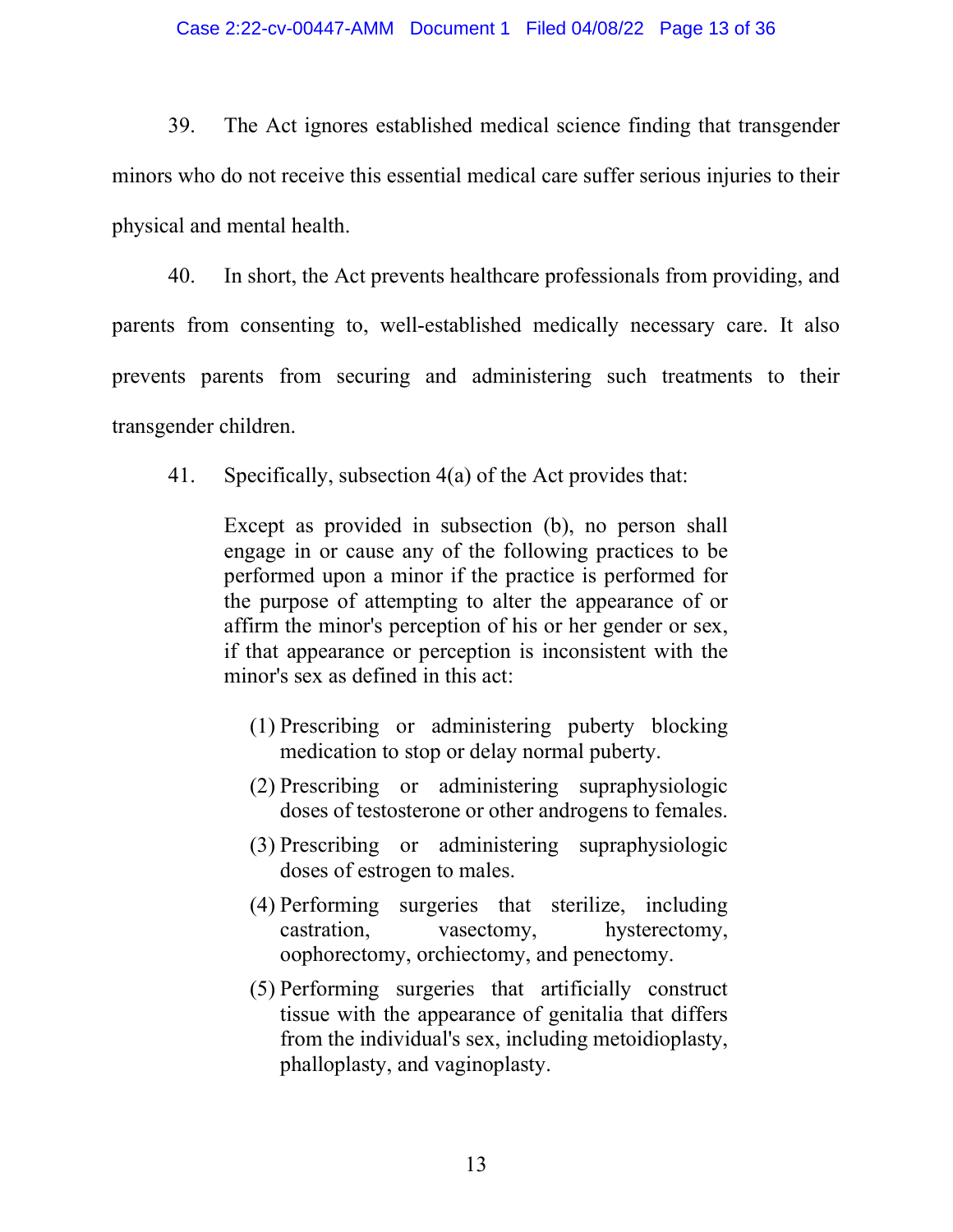39. The Act ignores established medical science finding that transgender minors who do not receive this essential medical care suffer serious injuries to their physical and mental health.

40. In short, the Act prevents healthcare professionals from providing, and parents from consenting to, well-established medically necessary care. It also prevents parents from securing and administering such treatments to their transgender children.

41. Specifically, subsection 4(a) of the Act provides that:

> Except as provided in subsection (b), no person shall engage in or cause any of the following practices to be performed upon a minor if the practice is performed for the purpose of attempting to alter the appearance of or affirm the minor's perception of his or her gender or sex, if that appearance or perception is inconsistent with the minor's sex as defined in this act:
>
> (1) Prescribing or administering puberty blocking medication to stop or delay normal puberty.
>
> (2) Prescribing or administering supraphysiologic doses of testosterone or other androgens to females.
>
> (3) Prescribing or administering supraphysiologic doses of estrogen to males.
>
> (4) Performing surgeries that sterilize, including castration, vasectomy, hysterectomy, oophorectomy, orchiectomy, and penectomy.
>
> (5) Performing surgeries that artificially construct tissue with the appearance of genitalia that differs from the individual's sex, including metoidioplasty, phalloplasty, and vaginoplasty.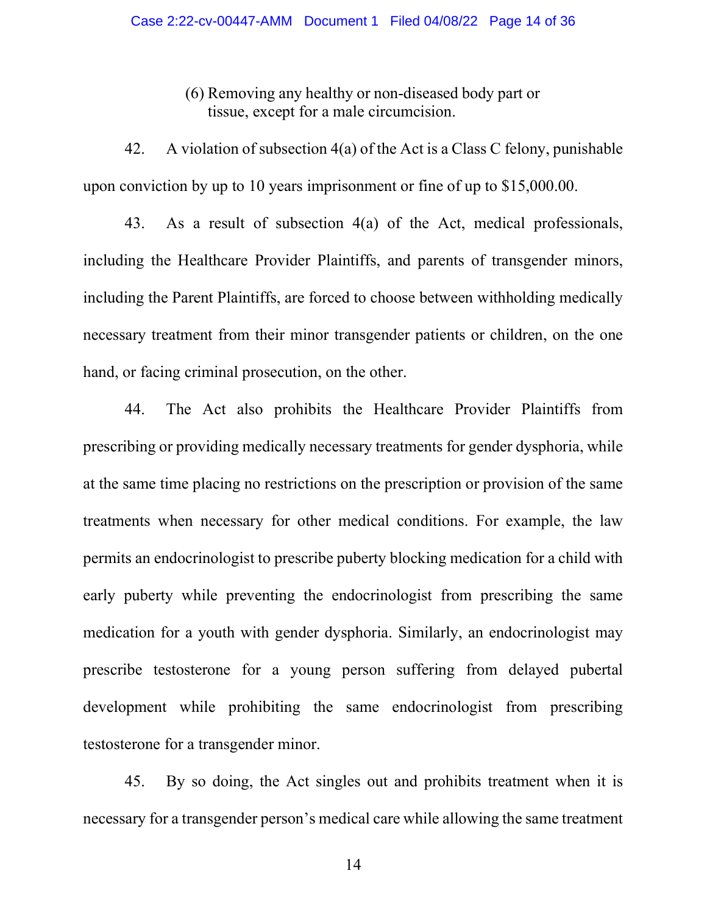(6) Removing any healthy or non-diseased body part or tissue, except for a male circumcision.

42. A violation of subsection 4(a) of the Act is a Class C felony, punishable upon conviction by up to 10 years imprisonment or fine of up to $15,000.00.

43. As a result of subsection 4(a) of the Act, medical professionals, including the Healthcare Provider Plaintiffs, and parents of transgender minors, including the Parent Plaintiffs, are forced to choose between withholding medically necessary treatment from their minor transgender patients or children, on the one hand, or facing criminal prosecution, on the other.

44. The Act also prohibits the Healthcare Provider Plaintiffs from prescribing or providing medically necessary treatments for gender dysphoria, while at the same time placing no restrictions on the prescription or provision of the same treatments when necessary for other medical conditions. For example, the law permits an endocrinologist to prescribe puberty blocking medication for a child with early puberty while preventing the endocrinologist from prescribing the same medication for a youth with gender dysphoria. Similarly, an endocrinologist may prescribe testosterone for a young person suffering from delayed pubertal development while prohibiting the same endocrinologist from prescribing testosterone for a transgender minor.

45. By so doing, the Act singles out and prohibits treatment when it is necessary for a transgender person's medical care while allowing the same treatment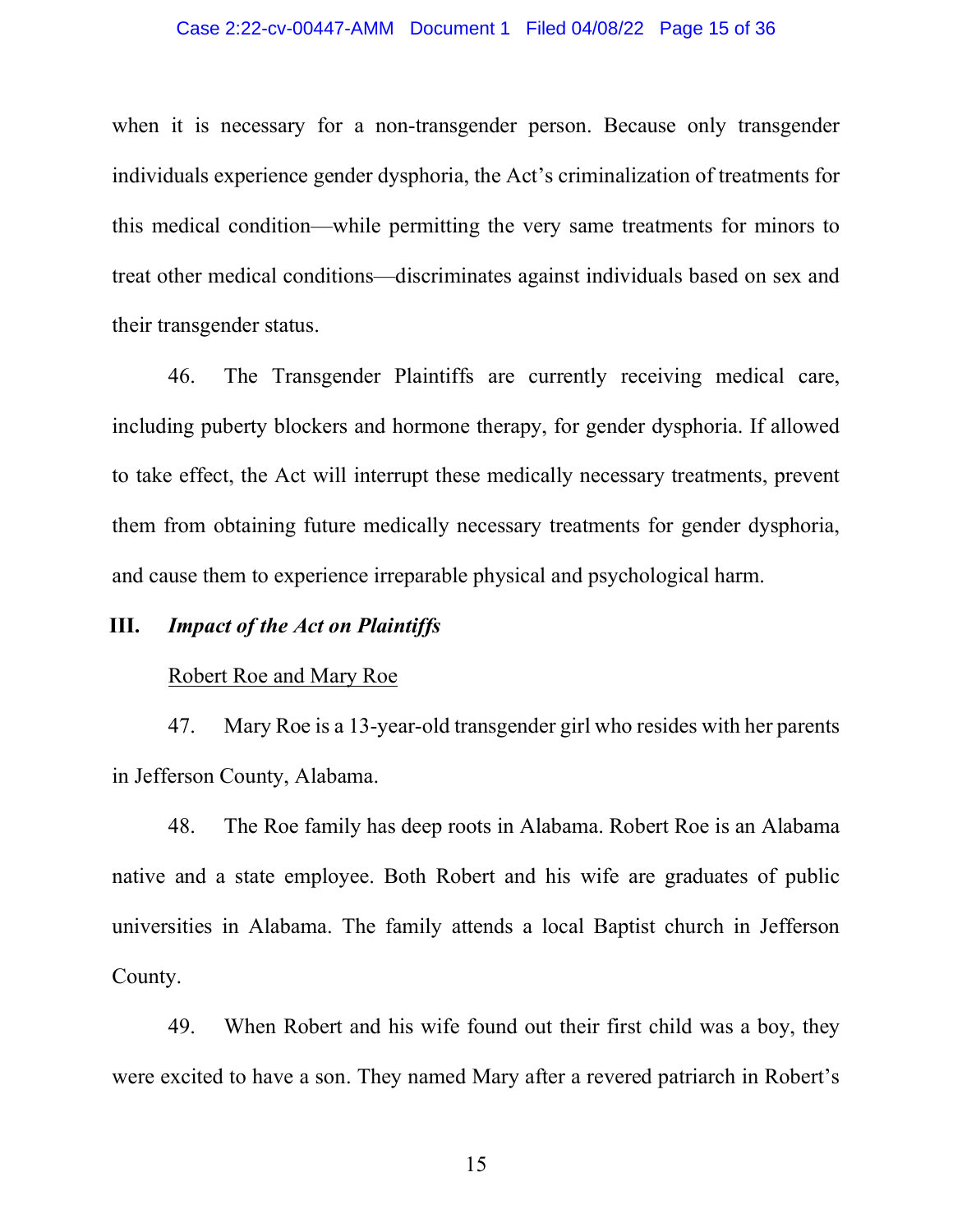when it is necessary for a non-transgender person. Because only transgender individuals experience gender dysphoria, the Act's criminalization of treatments for this medical condition—while permitting the very same treatments for minors to treat other medical conditions—discriminates against individuals based on sex and their transgender status.

46. The Transgender Plaintiffs are currently receiving medical care, including puberty blockers and hormone therapy, for gender dysphoria. If allowed to take effect, the Act will interrupt these medically necessary treatments, prevent them from obtaining future medically necessary treatments for gender dysphoria, and cause them to experience irreparable physical and psychological harm.

## III. *Impact of the Act on Plaintiffs*

<u>Robert Roe and Mary Roe</u>

47. Mary Roe is a 13-year-old transgender girl who resides with her parents in Jefferson County, Alabama.

48. The Roe family has deep roots in Alabama. Robert Roe is an Alabama native and a state employee. Both Robert and his wife are graduates of public universities in Alabama. The family attends a local Baptist church in Jefferson County.

49. When Robert and his wife found out their first child was a boy, they were excited to have a son. They named Mary after a revered patriarch in Robert's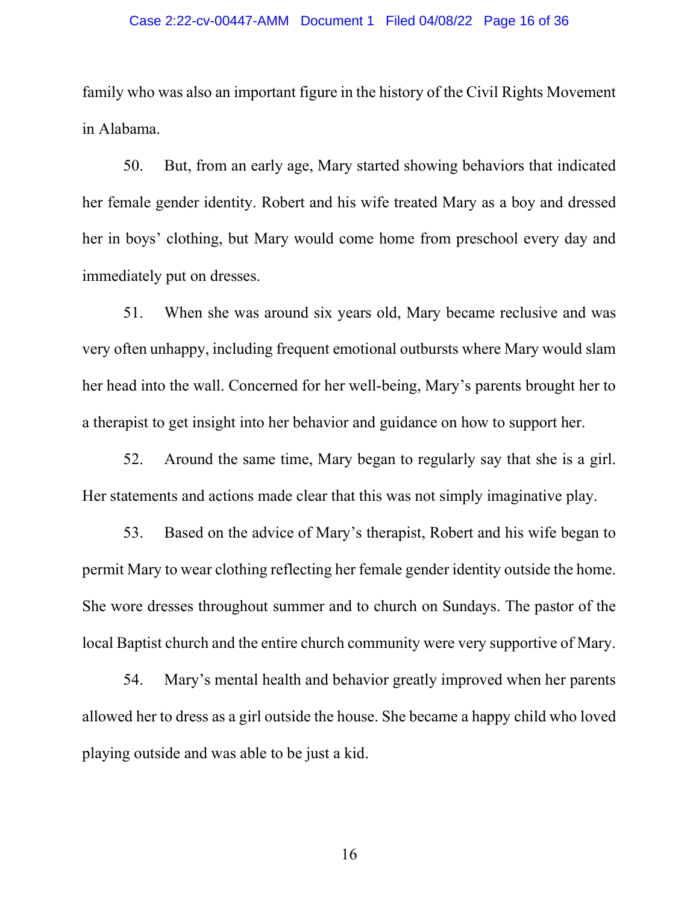family who was also an important figure in the history of the Civil Rights Movement in Alabama.

50. But, from an early age, Mary started showing behaviors that indicated her female gender identity. Robert and his wife treated Mary as a boy and dressed her in boys' clothing, but Mary would come home from preschool every day and immediately put on dresses.

51. When she was around six years old, Mary became reclusive and was very often unhappy, including frequent emotional outbursts where Mary would slam her head into the wall. Concerned for her well-being, Mary's parents brought her to a therapist to get insight into her behavior and guidance on how to support her.

52. Around the same time, Mary began to regularly say that she is a girl. Her statements and actions made clear that this was not simply imaginative play.

53. Based on the advice of Mary's therapist, Robert and his wife began to permit Mary to wear clothing reflecting her female gender identity outside the home. She wore dresses throughout summer and to church on Sundays. The pastor of the local Baptist church and the entire church community were very supportive of Mary.

54. Mary's mental health and behavior greatly improved when her parents allowed her to dress as a girl outside the house. She became a happy child who loved playing outside and was able to be just a kid.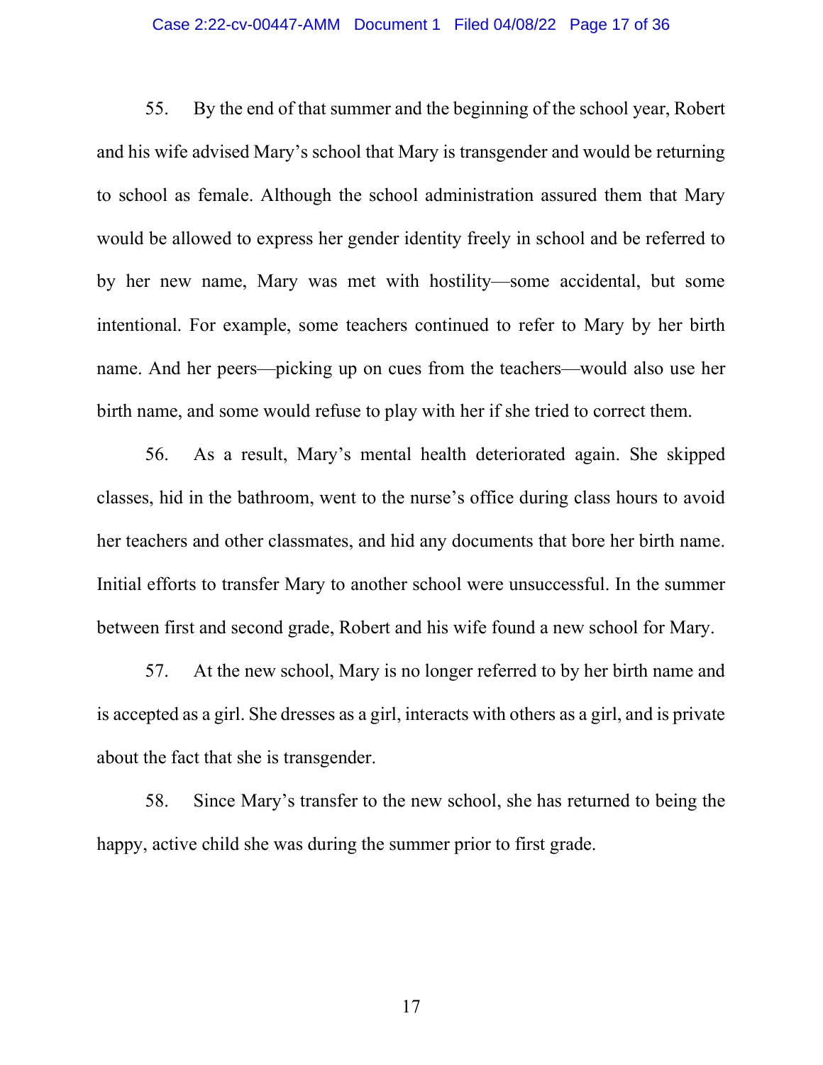55. By the end of that summer and the beginning of the school year, Robert and his wife advised Mary's school that Mary is transgender and would be returning to school as female. Although the school administration assured them that Mary would be allowed to express her gender identity freely in school and be referred to by her new name, Mary was met with hostility—some accidental, but some intentional. For example, some teachers continued to refer to Mary by her birth name. And her peers—picking up on cues from the teachers—would also use her birth name, and some would refuse to play with her if she tried to correct them.

56. As a result, Mary's mental health deteriorated again. She skipped classes, hid in the bathroom, went to the nurse's office during class hours to avoid her teachers and other classmates, and hid any documents that bore her birth name. Initial efforts to transfer Mary to another school were unsuccessful. In the summer between first and second grade, Robert and his wife found a new school for Mary.

57. At the new school, Mary is no longer referred to by her birth name and is accepted as a girl. She dresses as a girl, interacts with others as a girl, and is private about the fact that she is transgender.

58. Since Mary's transfer to the new school, she has returned to being the happy, active child she was during the summer prior to first grade.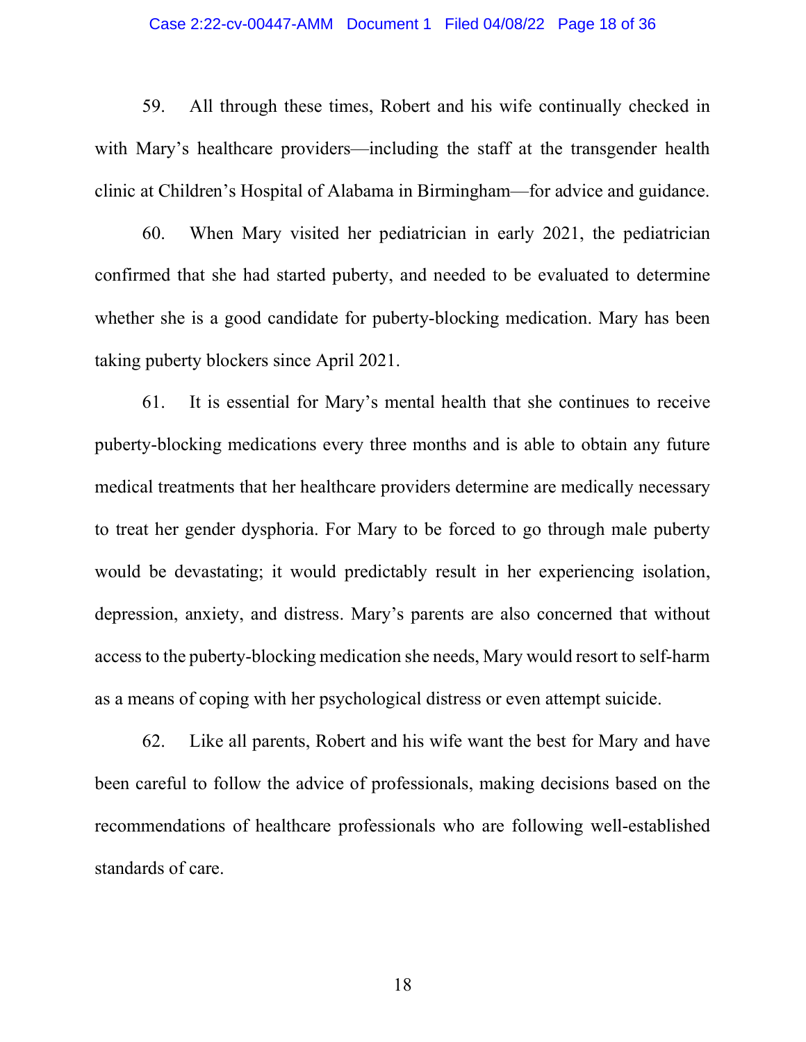59. All through these times, Robert and his wife continually checked in with Mary's healthcare providers—including the staff at the transgender health clinic at Children's Hospital of Alabama in Birmingham—for advice and guidance.

60. When Mary visited her pediatrician in early 2021, the pediatrician confirmed that she had started puberty, and needed to be evaluated to determine whether she is a good candidate for puberty-blocking medication. Mary has been taking puberty blockers since April 2021.

61. It is essential for Mary's mental health that she continues to receive puberty-blocking medications every three months and is able to obtain any future medical treatments that her healthcare providers determine are medically necessary to treat her gender dysphoria. For Mary to be forced to go through male puberty would be devastating; it would predictably result in her experiencing isolation, depression, anxiety, and distress. Mary's parents are also concerned that without access to the puberty-blocking medication she needs, Mary would resort to self-harm as a means of coping with her psychological distress or even attempt suicide.

62. Like all parents, Robert and his wife want the best for Mary and have been careful to follow the advice of professionals, making decisions based on the recommendations of healthcare professionals who are following well-established standards of care.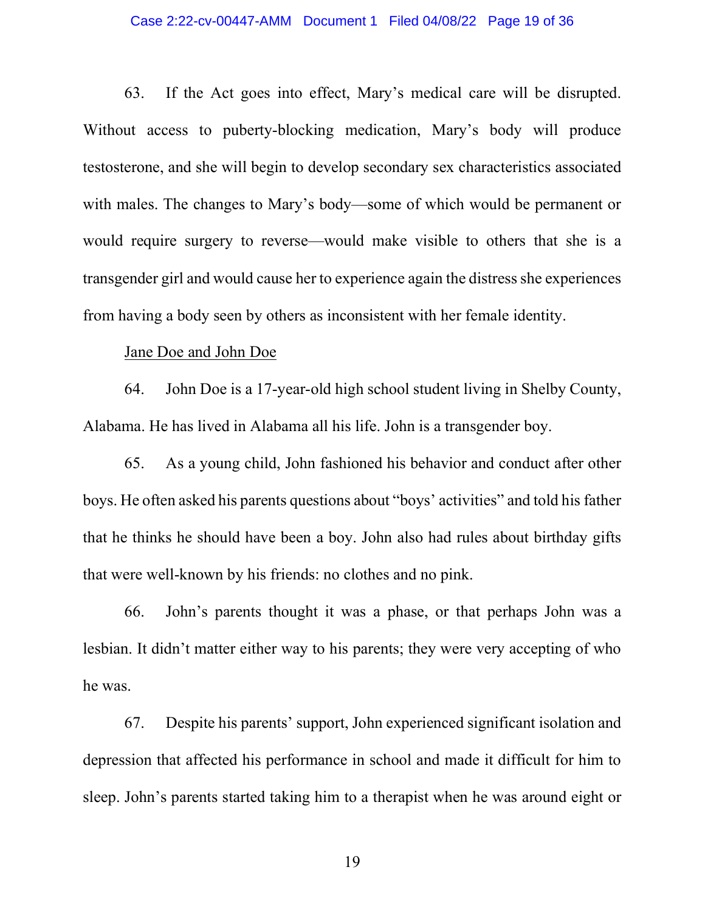63. If the Act goes into effect, Mary's medical care will be disrupted. Without access to puberty-blocking medication, Mary's body will produce testosterone, and she will begin to develop secondary sex characteristics associated with males. The changes to Mary's body—some of which would be permanent or would require surgery to reverse—would make visible to others that she is a transgender girl and would cause her to experience again the distress she experiences from having a body seen by others as inconsistent with her female identity.

<u>Jane Doe and John Doe</u>

64. John Doe is a 17-year-old high school student living in Shelby County, Alabama. He has lived in Alabama all his life. John is a transgender boy.

65. As a young child, John fashioned his behavior and conduct after other boys. He often asked his parents questions about "boys' activities" and told his father that he thinks he should have been a boy. John also had rules about birthday gifts that were well-known by his friends: no clothes and no pink.

66. John's parents thought it was a phase, or that perhaps John was a lesbian. It didn't matter either way to his parents; they were very accepting of who he was.

67. Despite his parents' support, John experienced significant isolation and depression that affected his performance in school and made it difficult for him to sleep. John's parents started taking him to a therapist when he was around eight or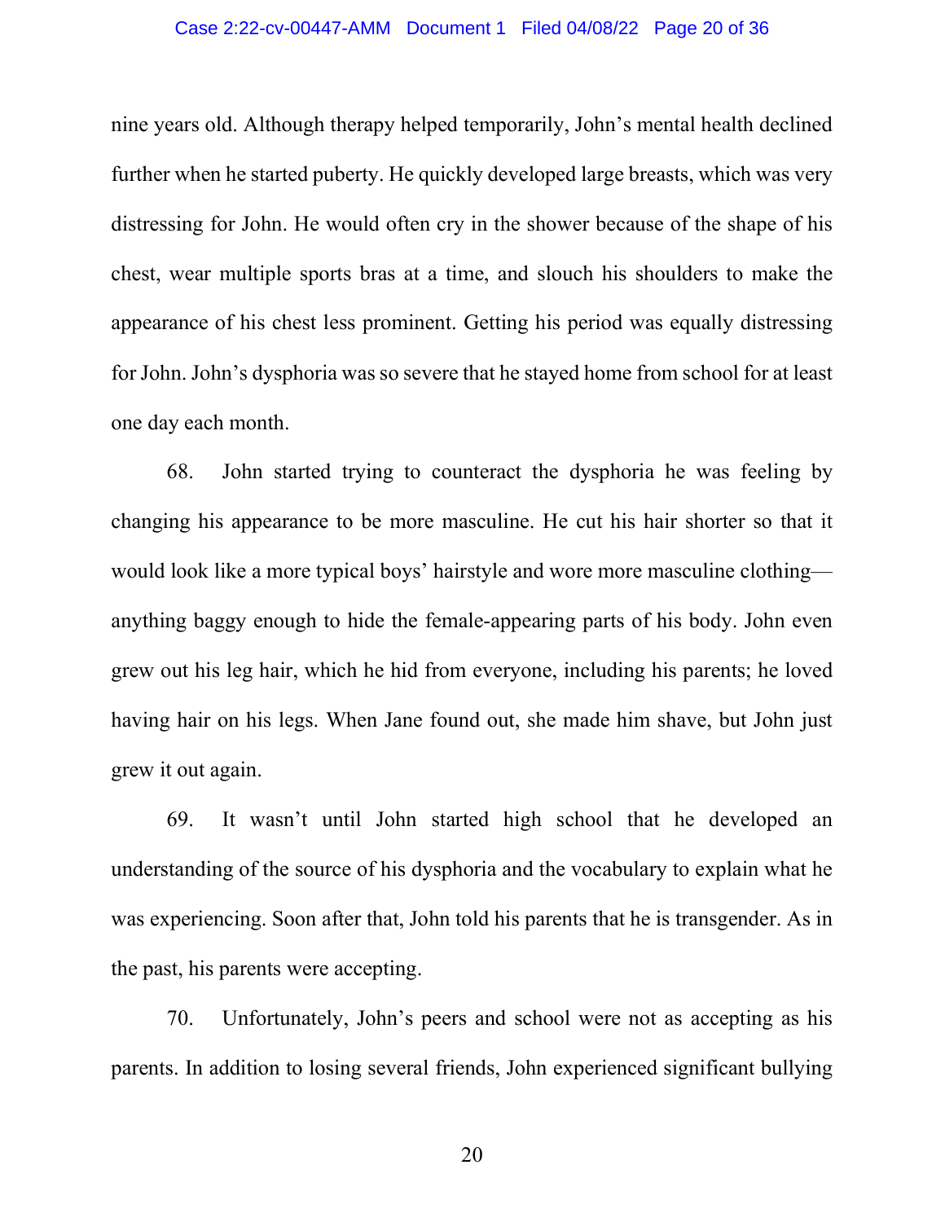nine years old. Although therapy helped temporarily, John's mental health declined further when he started puberty. He quickly developed large breasts, which was very distressing for John. He would often cry in the shower because of the shape of his chest, wear multiple sports bras at a time, and slouch his shoulders to make the appearance of his chest less prominent. Getting his period was equally distressing for John. John's dysphoria was so severe that he stayed home from school for at least one day each month.

68. John started trying to counteract the dysphoria he was feeling by changing his appearance to be more masculine. He cut his hair shorter so that it would look like a more typical boys' hairstyle and wore more masculine clothing—anything baggy enough to hide the female-appearing parts of his body. John even grew out his leg hair, which he hid from everyone, including his parents; he loved having hair on his legs. When Jane found out, she made him shave, but John just grew it out again.

69. It wasn't until John started high school that he developed an understanding of the source of his dysphoria and the vocabulary to explain what he was experiencing. Soon after that, John told his parents that he is transgender. As in the past, his parents were accepting.

70. Unfortunately, John's peers and school were not as accepting as his parents. In addition to losing several friends, John experienced significant bullying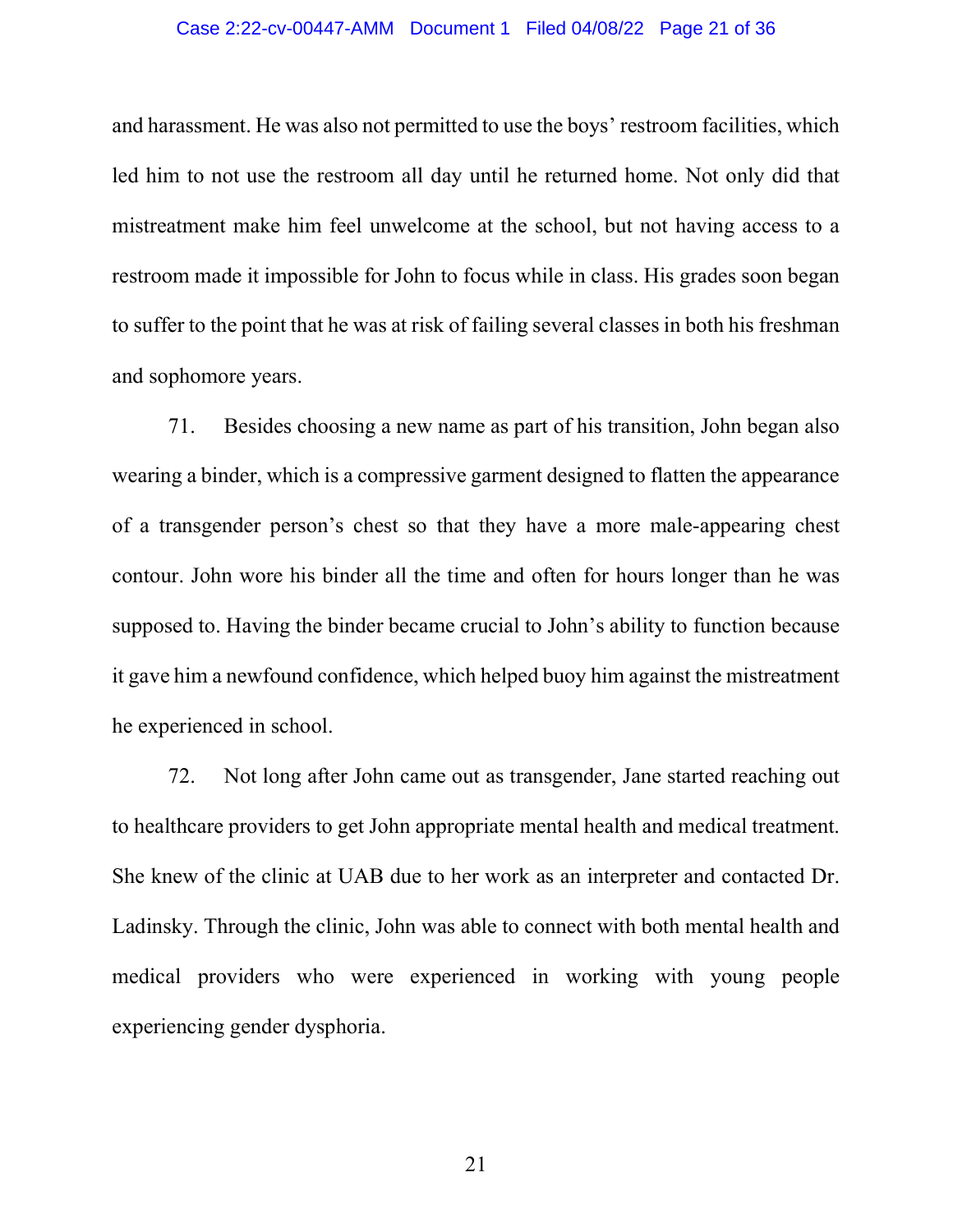and harassment. He was also not permitted to use the boys' restroom facilities, which led him to not use the restroom all day until he returned home. Not only did that mistreatment make him feel unwelcome at the school, but not having access to a restroom made it impossible for John to focus while in class. His grades soon began to suffer to the point that he was at risk of failing several classes in both his freshman and sophomore years.

71. Besides choosing a new name as part of his transition, John began also wearing a binder, which is a compressive garment designed to flatten the appearance of a transgender person's chest so that they have a more male-appearing chest contour. John wore his binder all the time and often for hours longer than he was supposed to. Having the binder became crucial to John's ability to function because it gave him a newfound confidence, which helped buoy him against the mistreatment he experienced in school.

72. Not long after John came out as transgender, Jane started reaching out to healthcare providers to get John appropriate mental health and medical treatment. She knew of the clinic at UAB due to her work as an interpreter and contacted Dr. Ladinsky. Through the clinic, John was able to connect with both mental health and medical providers who were experienced in working with young people experiencing gender dysphoria.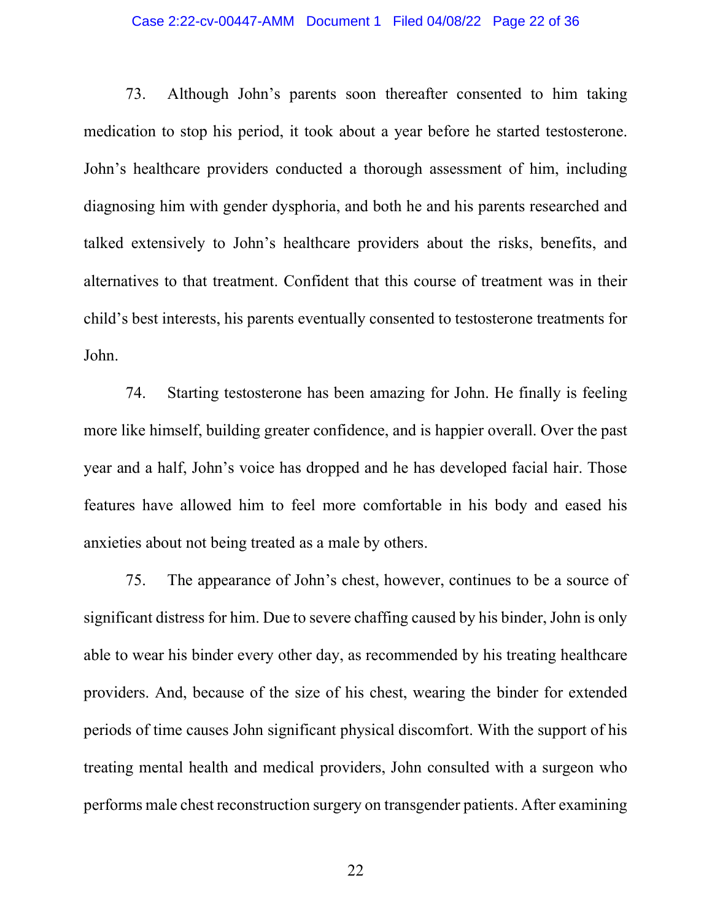73. Although John's parents soon thereafter consented to him taking medication to stop his period, it took about a year before he started testosterone. John's healthcare providers conducted a thorough assessment of him, including diagnosing him with gender dysphoria, and both he and his parents researched and talked extensively to John's healthcare providers about the risks, benefits, and alternatives to that treatment. Confident that this course of treatment was in their child's best interests, his parents eventually consented to testosterone treatments for John.

74. Starting testosterone has been amazing for John. He finally is feeling more like himself, building greater confidence, and is happier overall. Over the past year and a half, John's voice has dropped and he has developed facial hair. Those features have allowed him to feel more comfortable in his body and eased his anxieties about not being treated as a male by others.

75. The appearance of John's chest, however, continues to be a source of significant distress for him. Due to severe chaffing caused by his binder, John is only able to wear his binder every other day, as recommended by his treating healthcare providers. And, because of the size of his chest, wearing the binder for extended periods of time causes John significant physical discomfort. With the support of his treating mental health and medical providers, John consulted with a surgeon who performs male chest reconstruction surgery on transgender patients. After examining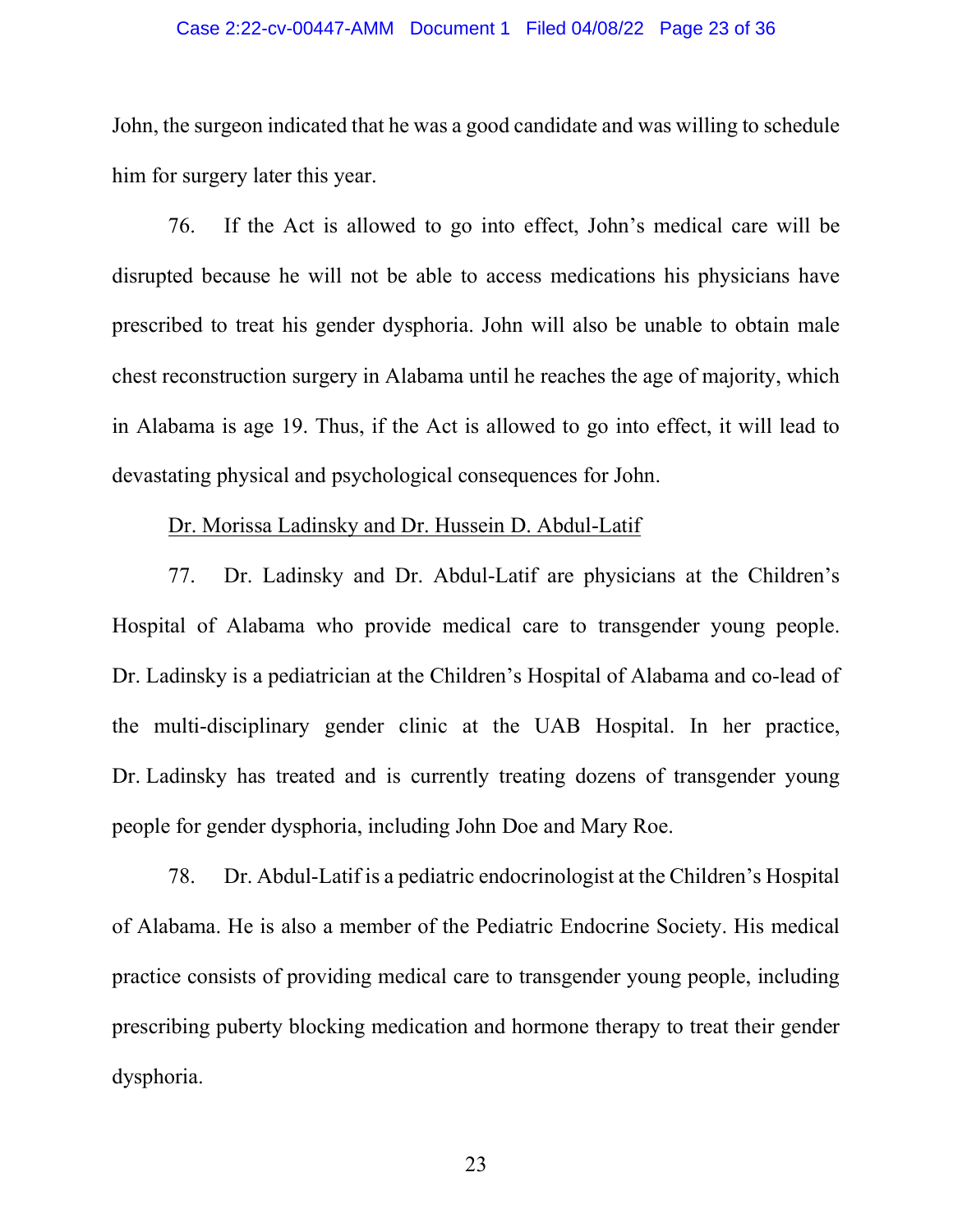John, the surgeon indicated that he was a good candidate and was willing to schedule him for surgery later this year.

76. If the Act is allowed to go into effect, John's medical care will be disrupted because he will not be able to access medications his physicians have prescribed to treat his gender dysphoria. John will also be unable to obtain male chest reconstruction surgery in Alabama until he reaches the age of majority, which in Alabama is age 19. Thus, if the Act is allowed to go into effect, it will lead to devastating physical and psychological consequences for John.

<u>Dr. Morissa Ladinsky and Dr. Hussein D. Abdul-Latif</u>

77. Dr. Ladinsky and Dr. Abdul-Latif are physicians at the Children's Hospital of Alabama who provide medical care to transgender young people. Dr. Ladinsky is a pediatrician at the Children's Hospital of Alabama and co-lead of the multi-disciplinary gender clinic at the UAB Hospital. In her practice, Dr. Ladinsky has treated and is currently treating dozens of transgender young people for gender dysphoria, including John Doe and Mary Roe.

78. Dr. Abdul-Latif is a pediatric endocrinologist at the Children's Hospital of Alabama. He is also a member of the Pediatric Endocrine Society. His medical practice consists of providing medical care to transgender young people, including prescribing puberty blocking medication and hormone therapy to treat their gender dysphoria.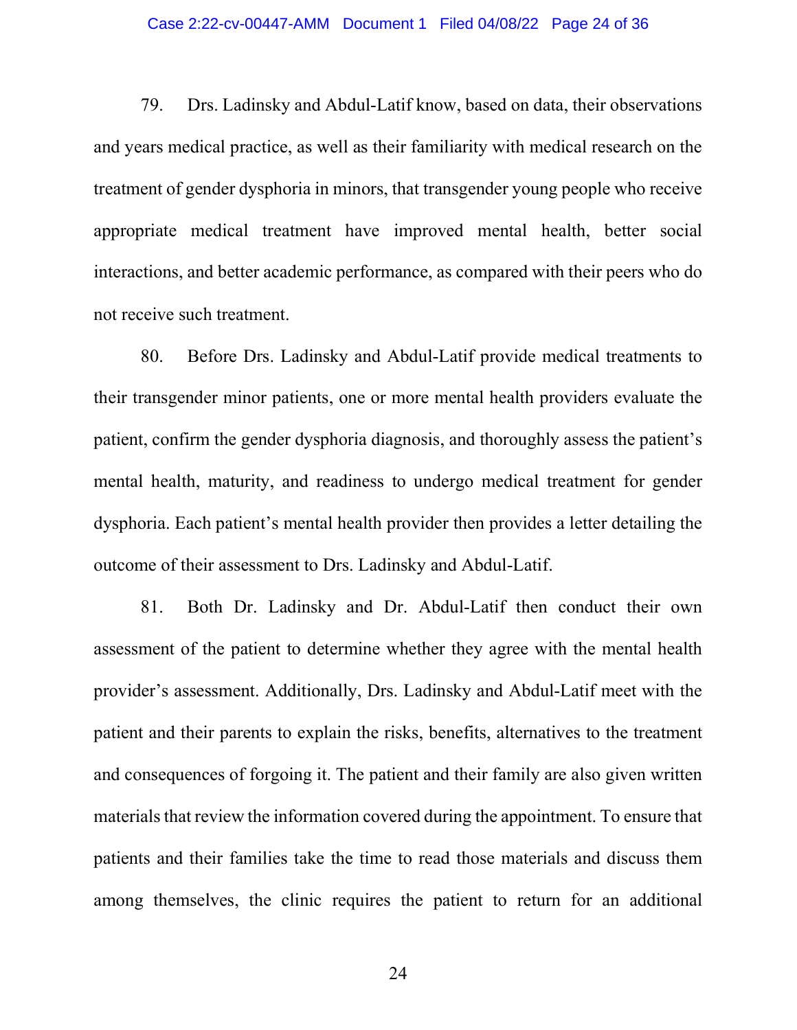79. Drs. Ladinsky and Abdul-Latif know, based on data, their observations and years medical practice, as well as their familiarity with medical research on the treatment of gender dysphoria in minors, that transgender young people who receive appropriate medical treatment have improved mental health, better social interactions, and better academic performance, as compared with their peers who do not receive such treatment.

80. Before Drs. Ladinsky and Abdul-Latif provide medical treatments to their transgender minor patients, one or more mental health providers evaluate the patient, confirm the gender dysphoria diagnosis, and thoroughly assess the patient's mental health, maturity, and readiness to undergo medical treatment for gender dysphoria. Each patient's mental health provider then provides a letter detailing the outcome of their assessment to Drs. Ladinsky and Abdul-Latif.

81. Both Dr. Ladinsky and Dr. Abdul-Latif then conduct their own assessment of the patient to determine whether they agree with the mental health provider's assessment. Additionally, Drs. Ladinsky and Abdul-Latif meet with the patient and their parents to explain the risks, benefits, alternatives to the treatment and consequences of forgoing it. The patient and their family are also given written materials that review the information covered during the appointment. To ensure that patients and their families take the time to read those materials and discuss them among themselves, the clinic requires the patient to return for an additional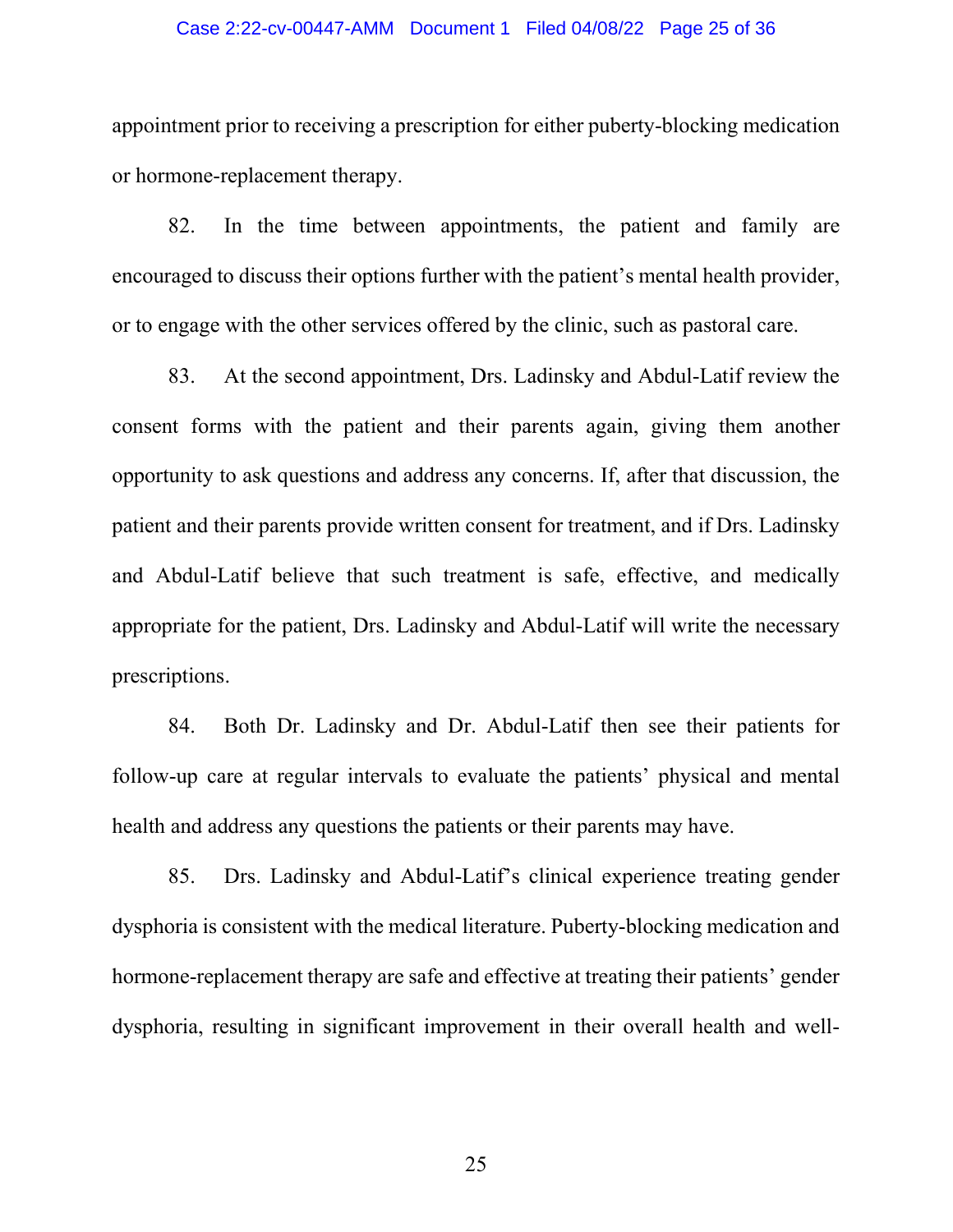appointment prior to receiving a prescription for either puberty-blocking medication or hormone-replacement therapy.

82. In the time between appointments, the patient and family are encouraged to discuss their options further with the patient's mental health provider, or to engage with the other services offered by the clinic, such as pastoral care.

83. At the second appointment, Drs. Ladinsky and Abdul-Latif review the consent forms with the patient and their parents again, giving them another opportunity to ask questions and address any concerns. If, after that discussion, the patient and their parents provide written consent for treatment, and if Drs. Ladinsky and Abdul-Latif believe that such treatment is safe, effective, and medically appropriate for the patient, Drs. Ladinsky and Abdul-Latif will write the necessary prescriptions.

84. Both Dr. Ladinsky and Dr. Abdul-Latif then see their patients for follow-up care at regular intervals to evaluate the patients' physical and mental health and address any questions the patients or their parents may have.

85. Drs. Ladinsky and Abdul-Latif's clinical experience treating gender dysphoria is consistent with the medical literature. Puberty-blocking medication and hormone-replacement therapy are safe and effective at treating their patients' gender dysphoria, resulting in significant improvement in their overall health and well-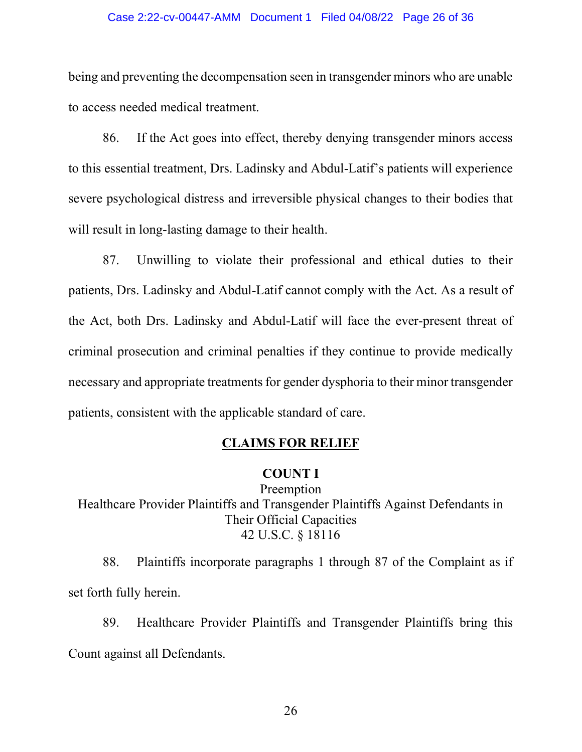being and preventing the decompensation seen in transgender minors who are unable to access needed medical treatment.

86. If the Act goes into effect, thereby denying transgender minors access to this essential treatment, Drs. Ladinsky and Abdul-Latif's patients will experience severe psychological distress and irreversible physical changes to their bodies that will result in long-lasting damage to their health.

87. Unwilling to violate their professional and ethical duties to their patients, Drs. Ladinsky and Abdul-Latif cannot comply with the Act. As a result of the Act, both Drs. Ladinsky and Abdul-Latif will face the ever-present threat of criminal prosecution and criminal penalties if they continue to provide medically necessary and appropriate treatments for gender dysphoria to their minor transgender patients, consistent with the applicable standard of care.

## CLAIMS FOR RELIEF

### COUNT I

Preemption
Healthcare Provider Plaintiffs and Transgender Plaintiffs Against Defendants in Their Official Capacities
42 U.S.C. § 18116

88. Plaintiffs incorporate paragraphs 1 through 87 of the Complaint as if set forth fully herein.

89. Healthcare Provider Plaintiffs and Transgender Plaintiffs bring this Count against all Defendants.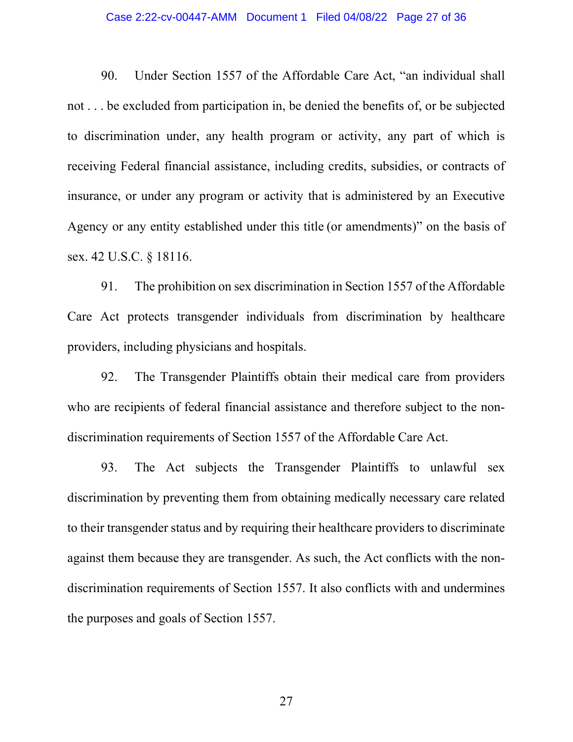90. Under Section 1557 of the Affordable Care Act, "an individual shall not . . . be excluded from participation in, be denied the benefits of, or be subjected to discrimination under, any health program or activity, any part of which is receiving Federal financial assistance, including credits, subsidies, or contracts of insurance, or under any program or activity that is administered by an Executive Agency or any entity established under this title (or amendments)" on the basis of sex. 42 U.S.C. § 18116.

91. The prohibition on sex discrimination in Section 1557 of the Affordable Care Act protects transgender individuals from discrimination by healthcare providers, including physicians and hospitals.

92. The Transgender Plaintiffs obtain their medical care from providers who are recipients of federal financial assistance and therefore subject to the non-discrimination requirements of Section 1557 of the Affordable Care Act.

93. The Act subjects the Transgender Plaintiffs to unlawful sex discrimination by preventing them from obtaining medically necessary care related to their transgender status and by requiring their healthcare providers to discriminate against them because they are transgender. As such, the Act conflicts with the non-discrimination requirements of Section 1557. It also conflicts with and undermines the purposes and goals of Section 1557.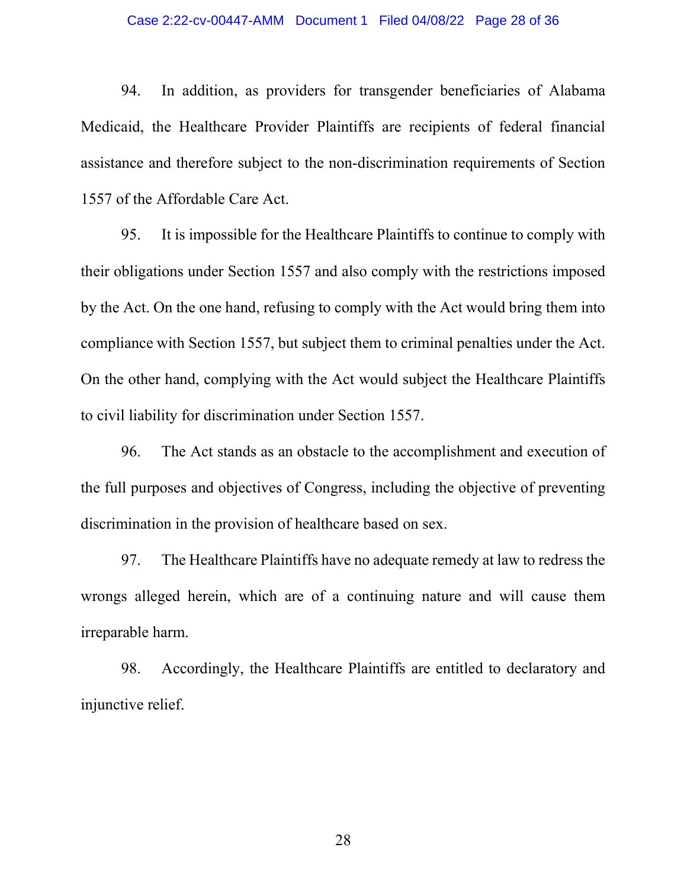94. In addition, as providers for transgender beneficiaries of Alabama Medicaid, the Healthcare Provider Plaintiffs are recipients of federal financial assistance and therefore subject to the non-discrimination requirements of Section 1557 of the Affordable Care Act.

95. It is impossible for the Healthcare Plaintiffs to continue to comply with their obligations under Section 1557 and also comply with the restrictions imposed by the Act. On the one hand, refusing to comply with the Act would bring them into compliance with Section 1557, but subject them to criminal penalties under the Act. On the other hand, complying with the Act would subject the Healthcare Plaintiffs to civil liability for discrimination under Section 1557.

96. The Act stands as an obstacle to the accomplishment and execution of the full purposes and objectives of Congress, including the objective of preventing discrimination in the provision of healthcare based on sex.

97. The Healthcare Plaintiffs have no adequate remedy at law to redress the wrongs alleged herein, which are of a continuing nature and will cause them irreparable harm.

98. Accordingly, the Healthcare Plaintiffs are entitled to declaratory and injunctive relief.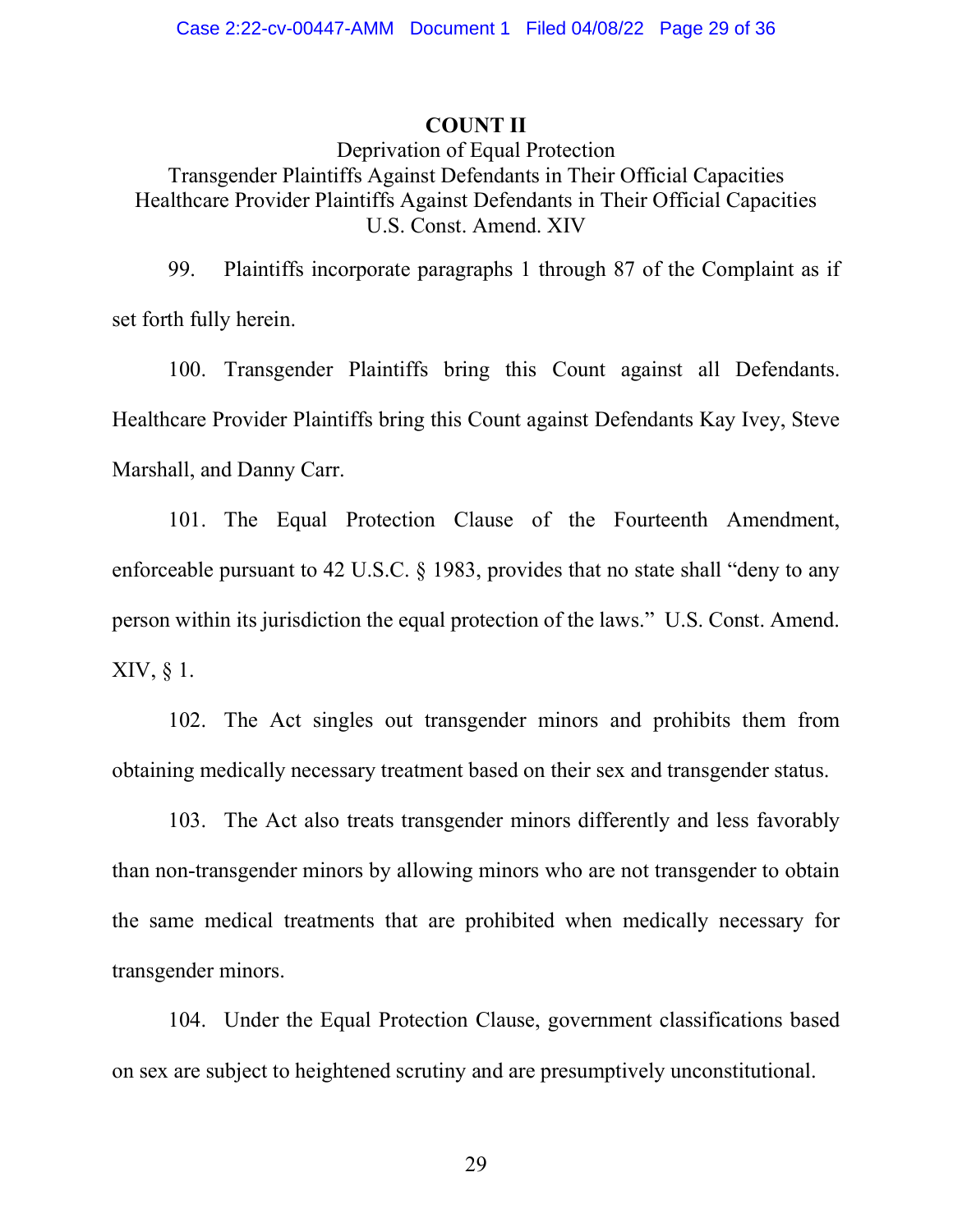**COUNT II**

Deprivation of Equal Protection
Transgender Plaintiffs Against Defendants in Their Official Capacities
Healthcare Provider Plaintiffs Against Defendants in Their Official Capacities
U.S. Const. Amend. XIV

99. Plaintiffs incorporate paragraphs 1 through 87 of the Complaint as if set forth fully herein.

100. Transgender Plaintiffs bring this Count against all Defendants. Healthcare Provider Plaintiffs bring this Count against Defendants Kay Ivey, Steve Marshall, and Danny Carr.

101. The Equal Protection Clause of the Fourteenth Amendment, enforceable pursuant to 42 U.S.C. § 1983, provides that no state shall "deny to any person within its jurisdiction the equal protection of the laws." U.S. Const. Amend. XIV, § 1.

102. The Act singles out transgender minors and prohibits them from obtaining medically necessary treatment based on their sex and transgender status.

103. The Act also treats transgender minors differently and less favorably than non-transgender minors by allowing minors who are not transgender to obtain the same medical treatments that are prohibited when medically necessary for transgender minors.

104. Under the Equal Protection Clause, government classifications based on sex are subject to heightened scrutiny and are presumptively unconstitutional.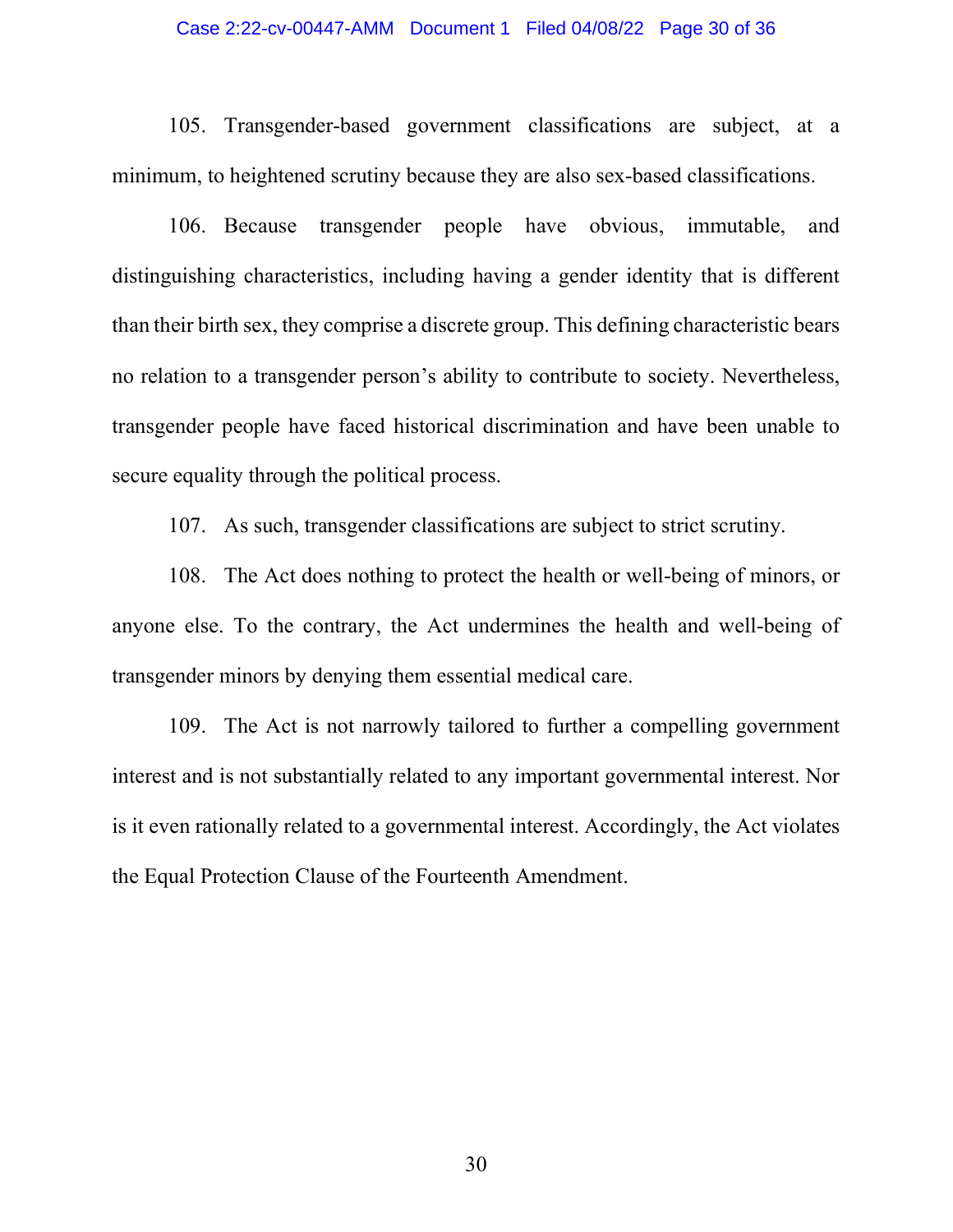105. Transgender-based government classifications are subject, at a minimum, to heightened scrutiny because they are also sex-based classifications.

106. Because transgender people have obvious, immutable, and distinguishing characteristics, including having a gender identity that is different than their birth sex, they comprise a discrete group. This defining characteristic bears no relation to a transgender person's ability to contribute to society. Nevertheless, transgender people have faced historical discrimination and have been unable to secure equality through the political process.

107. As such, transgender classifications are subject to strict scrutiny.

108. The Act does nothing to protect the health or well-being of minors, or anyone else. To the contrary, the Act undermines the health and well-being of transgender minors by denying them essential medical care.

109. The Act is not narrowly tailored to further a compelling government interest and is not substantially related to any important governmental interest. Nor is it even rationally related to a governmental interest. Accordingly, the Act violates the Equal Protection Clause of the Fourteenth Amendment.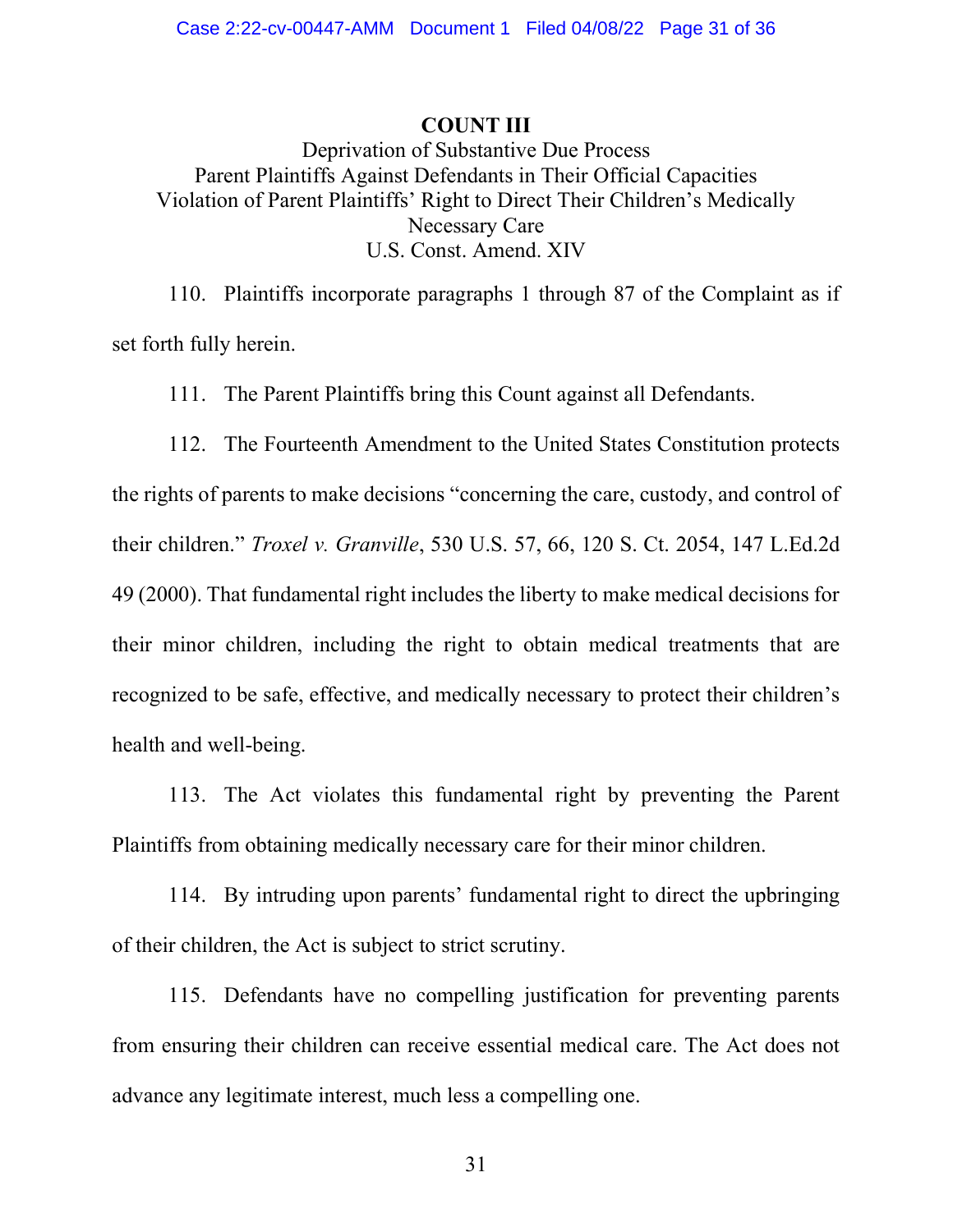## COUNT III

Deprivation of Substantive Due Process
Parent Plaintiffs Against Defendants in Their Official Capacities
Violation of Parent Plaintiffs' Right to Direct Their Children's Medically Necessary Care
U.S. Const. Amend. XIV

110. Plaintiffs incorporate paragraphs 1 through 87 of the Complaint as if set forth fully herein.

111. The Parent Plaintiffs bring this Count against all Defendants.

112. The Fourteenth Amendment to the United States Constitution protects the rights of parents to make decisions "concerning the care, custody, and control of their children." *Troxel v. Granville*, 530 U.S. 57, 66, 120 S. Ct. 2054, 147 L.Ed.2d 49 (2000). That fundamental right includes the liberty to make medical decisions for their minor children, including the right to obtain medical treatments that are recognized to be safe, effective, and medically necessary to protect their children's health and well-being.

113. The Act violates this fundamental right by preventing the Parent Plaintiffs from obtaining medically necessary care for their minor children.

114. By intruding upon parents' fundamental right to direct the upbringing of their children, the Act is subject to strict scrutiny.

115. Defendants have no compelling justification for preventing parents from ensuring their children can receive essential medical care. The Act does not advance any legitimate interest, much less a compelling one.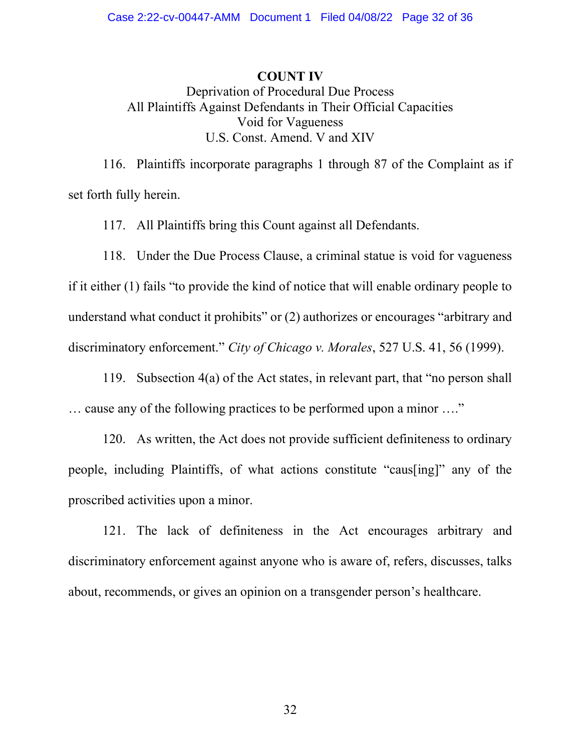**COUNT IV**

Deprivation of Procedural Due Process
All Plaintiffs Against Defendants in Their Official Capacities
Void for Vagueness
U.S. Const. Amend. V and XIV

116. Plaintiffs incorporate paragraphs 1 through 87 of the Complaint as if set forth fully herein.

117. All Plaintiffs bring this Count against all Defendants.

118. Under the Due Process Clause, a criminal statue is void for vagueness if it either (1) fails "to provide the kind of notice that will enable ordinary people to understand what conduct it prohibits" or (2) authorizes or encourages "arbitrary and discriminatory enforcement." *City of Chicago v. Morales*, 527 U.S. 41, 56 (1999).

119. Subsection 4(a) of the Act states, in relevant part, that "no person shall … cause any of the following practices to be performed upon a minor …."

120. As written, the Act does not provide sufficient definiteness to ordinary people, including Plaintiffs, of what actions constitute "caus[ing]" any of the proscribed activities upon a minor.

121. The lack of definiteness in the Act encourages arbitrary and discriminatory enforcement against anyone who is aware of, refers, discusses, talks about, recommends, or gives an opinion on a transgender person's healthcare.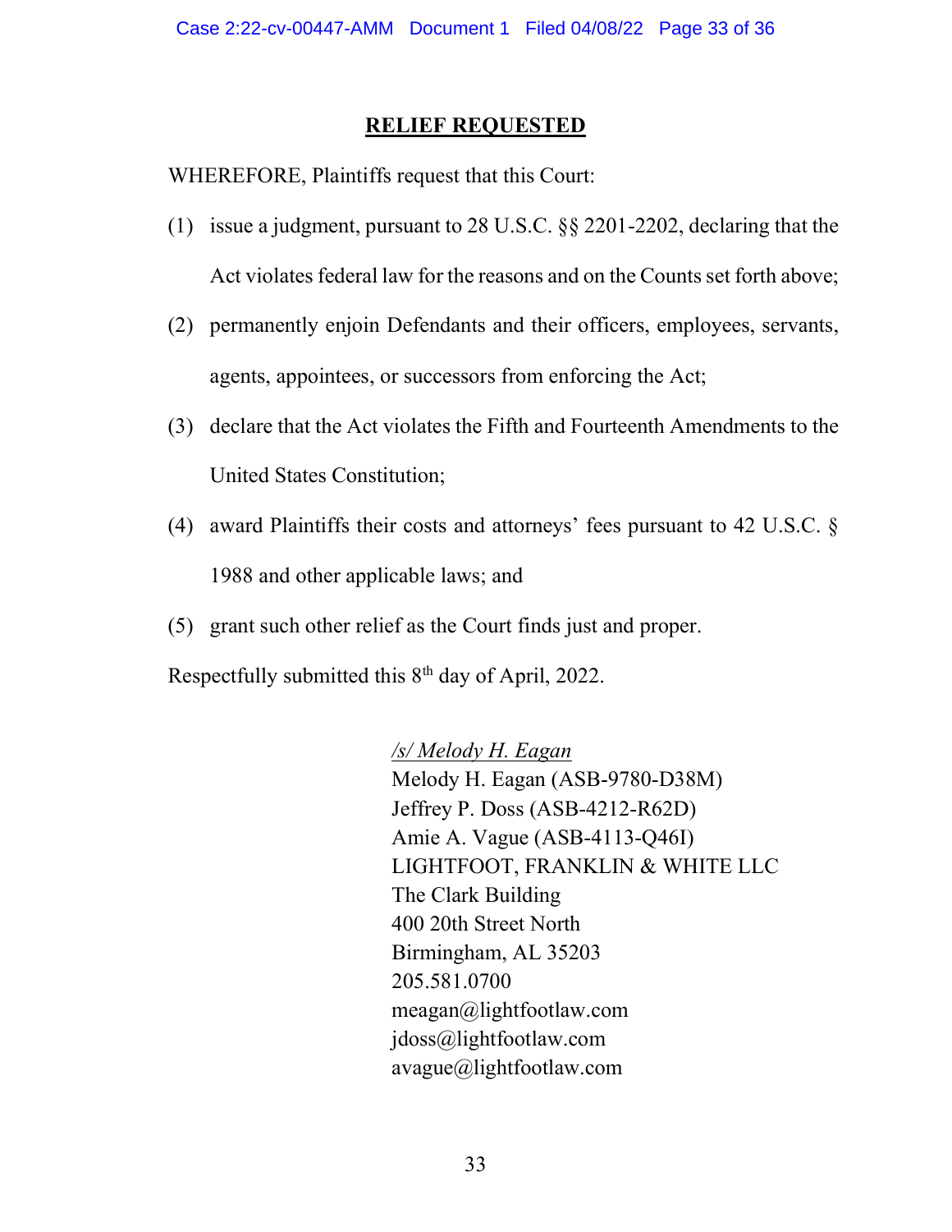## RELIEF REQUESTED

WHEREFORE, Plaintiffs request that this Court:

(1) issue a judgment, pursuant to 28 U.S.C. §§ 2201-2202, declaring that the Act violates federal law for the reasons and on the Counts set forth above;

(2) permanently enjoin Defendants and their officers, employees, servants, agents, appointees, or successors from enforcing the Act;

(3) declare that the Act violates the Fifth and Fourteenth Amendments to the United States Constitution;

(4) award Plaintiffs their costs and attorneys' fees pursuant to 42 U.S.C. § 1988 and other applicable laws; and

(5) grant such other relief as the Court finds just and proper.

Respectfully submitted this 8th day of April, 2022.

*/s/ Melody H. Eagan*
Melody H. Eagan (ASB-9780-D38M)
Jeffrey P. Doss (ASB-4212-R62D)
Amie A. Vague (ASB-4113-Q46I)
LIGHTFOOT, FRANKLIN & WHITE LLC
The Clark Building
400 20th Street North
Birmingham, AL 35203
205.581.0700
meagan@lightfootlaw.com
jdoss@lightfootlaw.com
avague@lightfootlaw.com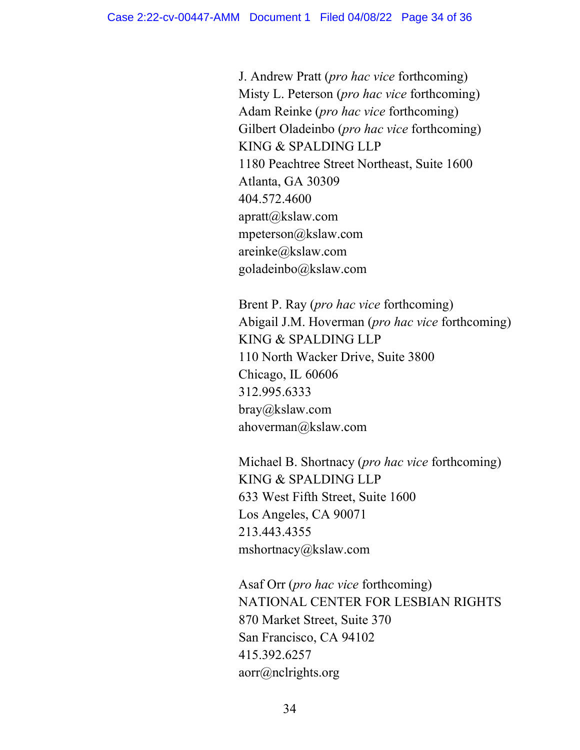J. Andrew Pratt (*pro hac vice* forthcoming)
Misty L. Peterson (*pro hac vice* forthcoming)
Adam Reinke (*pro hac vice* forthcoming)
Gilbert Oladeinbo (*pro hac vice* forthcoming)
KING & SPALDING LLP
1180 Peachtree Street Northeast, Suite 1600
Atlanta, GA 30309
404.572.4600
apratt@kslaw.com
mpeterson@kslaw.com
areinke@kslaw.com
goladeinbo@kslaw.com

Brent P. Ray (*pro hac vice* forthcoming)
Abigail J.M. Hoverman (*pro hac vice* forthcoming)
KING & SPALDING LLP
110 North Wacker Drive, Suite 3800
Chicago, IL 60606
312.995.6333
bray@kslaw.com
ahoverman@kslaw.com

Michael B. Shortnacy (*pro hac vice* forthcoming)
KING & SPALDING LLP
633 West Fifth Street, Suite 1600
Los Angeles, CA 90071
213.443.4355
mshortnacy@kslaw.com

Asaf Orr (*pro hac vice* forthcoming)
NATIONAL CENTER FOR LESBIAN RIGHTS
870 Market Street, Suite 370
San Francisco, CA 94102
415.392.6257
aorr@nclrights.org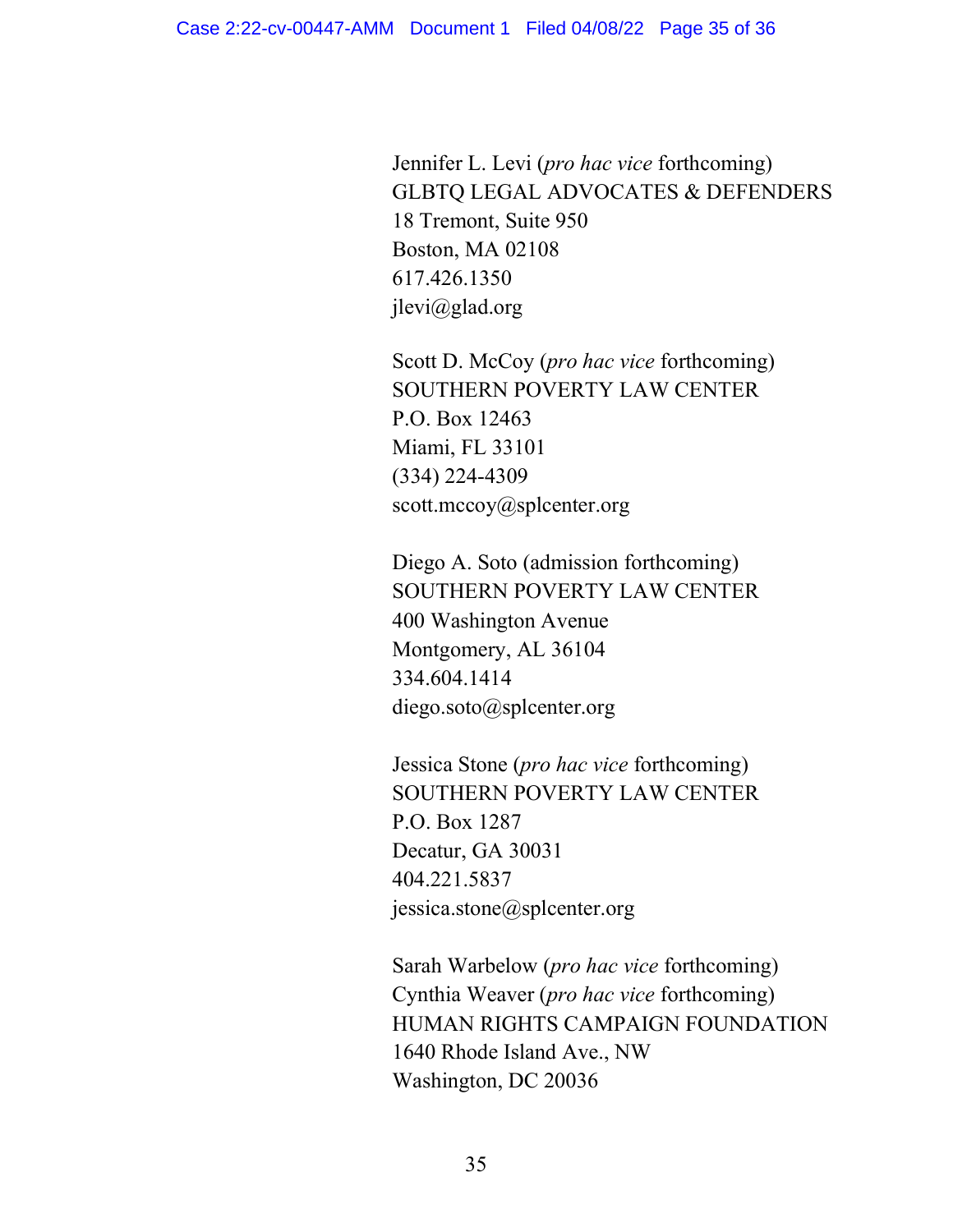Jennifer L. Levi (*pro hac vice* forthcoming)
GLBTQ LEGAL ADVOCATES & DEFENDERS
18 Tremont, Suite 950
Boston, MA 02108
617.426.1350
jlevi@glad.org

Scott D. McCoy (*pro hac vice* forthcoming)
SOUTHERN POVERTY LAW CENTER
P.O. Box 12463
Miami, FL 33101
(334) 224-4309
scott.mccoy@splcenter.org

Diego A. Soto (admission forthcoming)
SOUTHERN POVERTY LAW CENTER
400 Washington Avenue
Montgomery, AL 36104
334.604.1414
diego.soto@splcenter.org

Jessica Stone (*pro hac vice* forthcoming)
SOUTHERN POVERTY LAW CENTER
P.O. Box 1287
Decatur, GA 30031
404.221.5837
jessica.stone@splcenter.org

Sarah Warbelow (*pro hac vice* forthcoming)
Cynthia Weaver (*pro hac vice* forthcoming)
HUMAN RIGHTS CAMPAIGN FOUNDATION
1640 Rhode Island Ave., NW
Washington, DC 20036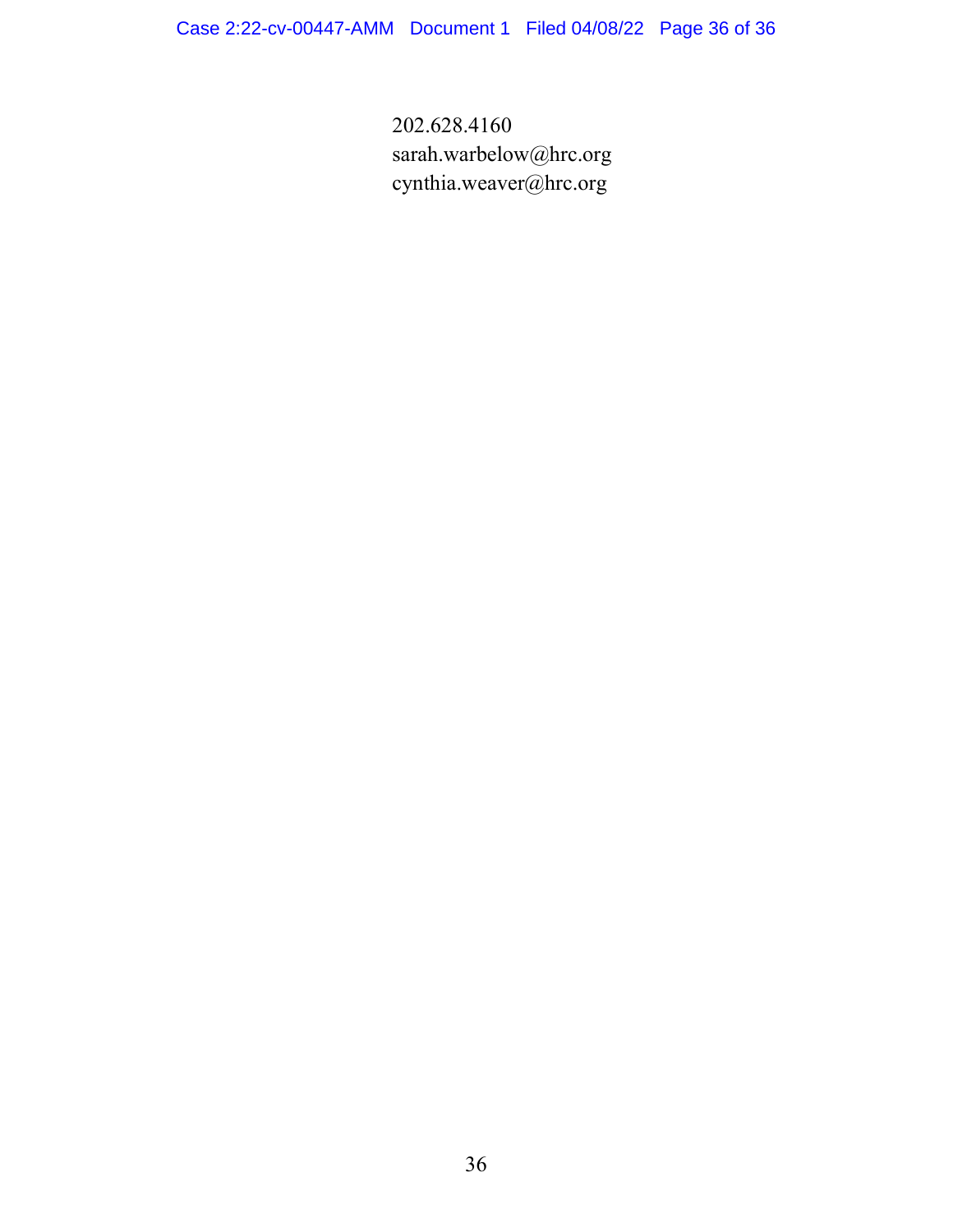202.628.4160
sarah.warbelow@hrc.org
cynthia.weaver@hrc.org